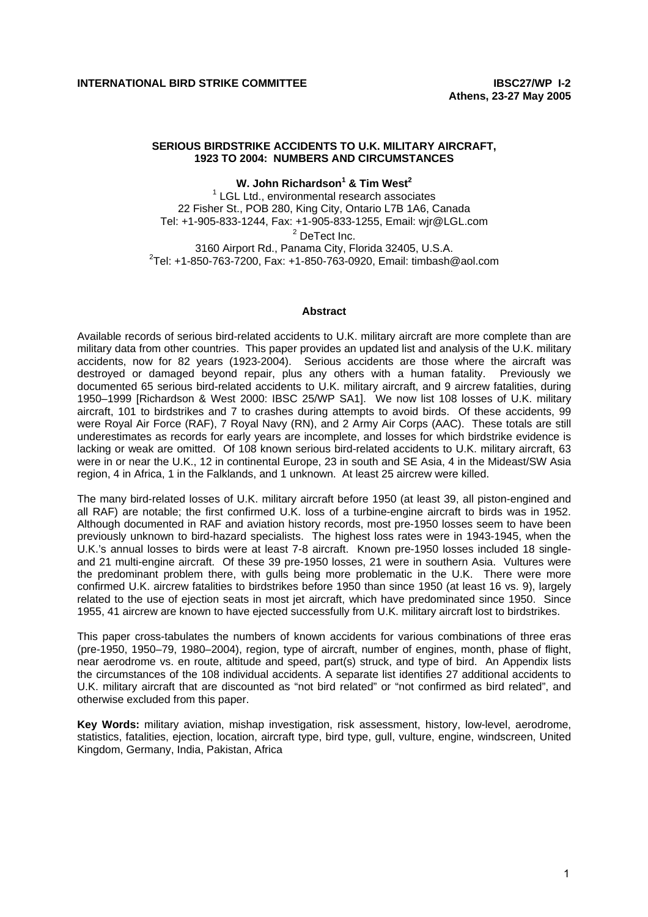**INTERNATIONAL BIRD STRIKE COMMITTEE** **IBSC27/WP I-2**
**Athens, 23-27 May 2005**

# SERIOUS BIRDSTRIKE ACCIDENTS TO U.K. MILITARY AIRCRAFT, 1923 TO 2004: NUMBERS AND CIRCUMSTANCES

**W. John Richardson[1] & Tim West[2]**

[1] LGL Ltd., environmental research associates
22 Fisher St., POB 280, King City, Ontario L7B 1A6, Canada
Tel: +1-905-833-1244, Fax: +1-905-833-1255, Email: wjr@LGL.com

[2] DeTect Inc.
3160 Airport Rd., Panama City, Florida 32405, U.S.A.
[2]Tel: +1-850-763-7200, Fax: +1-850-763-0920, Email: timbash@aol.com

## Abstract

Available records of serious bird-related accidents to U.K. military aircraft are more complete than are military data from other countries. This paper provides an updated list and analysis of the U.K. military accidents, now for 82 years (1923-2004). Serious accidents are those where the aircraft was destroyed or damaged beyond repair, plus any others with a human fatality. Previously we documented 65 serious bird-related accidents to U.K. military aircraft, and 9 aircrew fatalities, during 1950–1999 [Richardson & West 2000: IBSC 25/WP SA1]. We now list 108 losses of U.K. military aircraft, 101 to birdstrikes and 7 to crashes during attempts to avoid birds. Of these accidents, 99 were Royal Air Force (RAF), 7 Royal Navy (RN), and 2 Army Air Corps (AAC). These totals are still underestimates as records for early years are incomplete, and losses for which birdstrike evidence is lacking or weak are omitted. Of 108 known serious bird-related accidents to U.K. military aircraft, 63 were in or near the U.K., 12 in continental Europe, 23 in south and SE Asia, 4 in the Mideast/SW Asia region, 4 in Africa, 1 in the Falklands, and 1 unknown. At least 25 aircrew were killed.

The many bird-related losses of U.K. military aircraft before 1950 (at least 39, all piston-engined and all RAF) are notable; the first confirmed U.K. loss of a turbine-engine aircraft to birds was in 1952. Although documented in RAF and aviation history records, most pre-1950 losses seem to have been previously unknown to bird-hazard specialists. The highest loss rates were in 1943-1945, when the U.K.'s annual losses to birds were at least 7-8 aircraft. Known pre-1950 losses included 18 single- and 21 multi-engine aircraft. Of these 39 pre-1950 losses, 21 were in southern Asia. Vultures were the predominant problem there, with gulls being more problematic in the U.K. There were more confirmed U.K. aircrew fatalities to birdstrikes before 1950 than since 1950 (at least 16 vs. 9), largely related to the use of ejection seats in most jet aircraft, which have predominated since 1950. Since 1955, 41 aircrew are known to have ejected successfully from U.K. military aircraft lost to birdstrikes.

This paper cross-tabulates the numbers of known accidents for various combinations of three eras (pre-1950, 1950–79, 1980–2004), region, type of aircraft, number of engines, month, phase of flight, near aerodrome vs. en route, altitude and speed, part(s) struck, and type of bird. An Appendix lists the circumstances of the 108 individual accidents. A separate list identifies 27 additional accidents to U.K. military aircraft that are discounted as "not bird related" or "not confirmed as bird related", and otherwise excluded from this paper.

**Key Words:** military aviation, mishap investigation, risk assessment, history, low-level, aerodrome, statistics, fatalities, ejection, location, aircraft type, bird type, gull, vulture, engine, windscreen, United Kingdom, Germany, India, Pakistan, Africa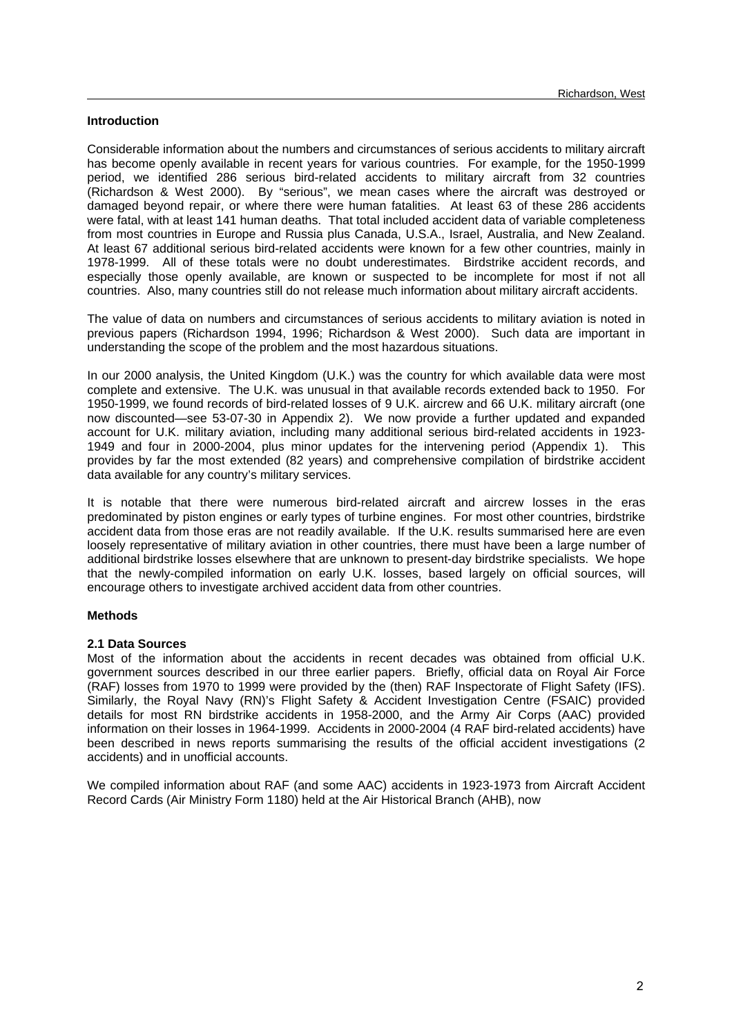## Introduction

Considerable information about the numbers and circumstances of serious accidents to military aircraft has become openly available in recent years for various countries. For example, for the 1950-1999 period, we identified 286 serious bird-related accidents to military aircraft from 32 countries (Richardson & West 2000). By "serious", we mean cases where the aircraft was destroyed or damaged beyond repair, or where there were human fatalities. At least 63 of these 286 accidents were fatal, with at least 141 human deaths. That total included accident data of variable completeness from most countries in Europe and Russia plus Canada, U.S.A., Israel, Australia, and New Zealand. At least 67 additional serious bird-related accidents were known for a few other countries, mainly in 1978-1999. All of these totals were no doubt underestimates. Birdstrike accident records, and especially those openly available, are known or suspected to be incomplete for most if not all countries. Also, many countries still do not release much information about military aircraft accidents.

The value of data on numbers and circumstances of serious accidents to military aviation is noted in previous papers (Richardson 1994, 1996; Richardson & West 2000). Such data are important in understanding the scope of the problem and the most hazardous situations.

In our 2000 analysis, the United Kingdom (U.K.) was the country for which available data were most complete and extensive. The U.K. was unusual in that available records extended back to 1950. For 1950-1999, we found records of bird-related losses of 9 U.K. aircrew and 66 U.K. military aircraft (one now discounted—see 53-07-30 in Appendix 2). We now provide a further updated and expanded account for U.K. military aviation, including many additional serious bird-related accidents in 1923-1949 and four in 2000-2004, plus minor updates for the intervening period (Appendix 1). This provides by far the most extended (82 years) and comprehensive compilation of birdstrike accident data available for any country's military services.

It is notable that there were numerous bird-related aircraft and aircrew losses in the eras predominated by piston engines or early types of turbine engines. For most other countries, birdstrike accident data from those eras are not readily available. If the U.K. results summarised here are even loosely representative of military aviation in other countries, there must have been a large number of additional birdstrike losses elsewhere that are unknown to present-day birdstrike specialists. We hope that the newly-compiled information on early U.K. losses, based largely on official sources, will encourage others to investigate archived accident data from other countries.

## Methods

### 2.1 Data Sources

Most of the information about the accidents in recent decades was obtained from official U.K. government sources described in our three earlier papers. Briefly, official data on Royal Air Force (RAF) losses from 1970 to 1999 were provided by the (then) RAF Inspectorate of Flight Safety (IFS). Similarly, the Royal Navy (RN)'s Flight Safety & Accident Investigation Centre (FSAIC) provided details for most RN birdstrike accidents in 1958-2000, and the Army Air Corps (AAC) provided information on their losses in 1964-1999. Accidents in 2000-2004 (4 RAF bird-related accidents) have been described in news reports summarising the results of the official accident investigations (2 accidents) and in unofficial accounts.

We compiled information about RAF (and some AAC) accidents in 1923-1973 from Aircraft Accident Record Cards (Air Ministry Form 1180) held at the Air Historical Branch (AHB), now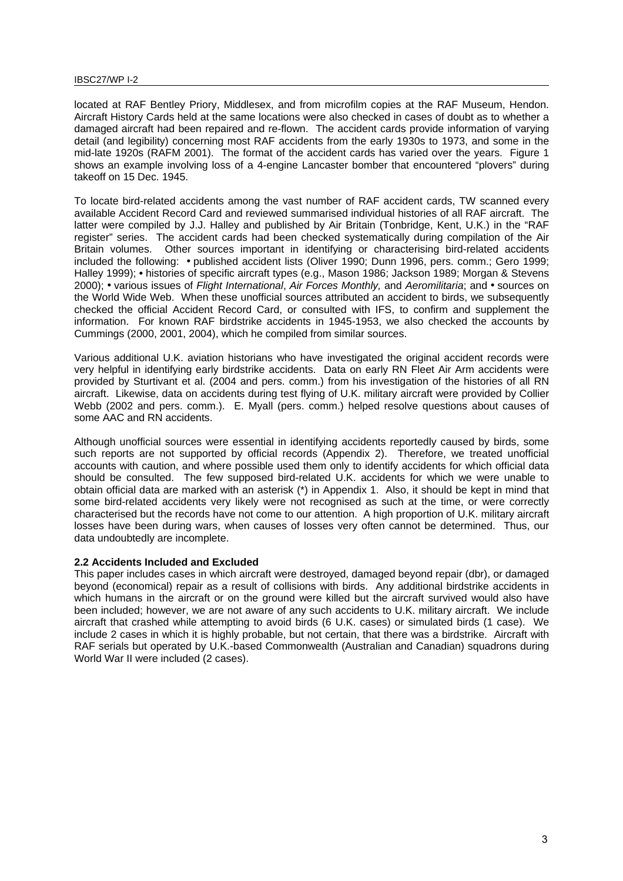located at RAF Bentley Priory, Middlesex, and from microfilm copies at the RAF Museum, Hendon. Aircraft History Cards held at the same locations were also checked in cases of doubt as to whether a damaged aircraft had been repaired and re-flown. The accident cards provide information of varying detail (and legibility) concerning most RAF accidents from the early 1930s to 1973, and some in the mid-late 1920s (RAFM 2001). The format of the accident cards has varied over the years. Figure 1 shows an example involving loss of a 4-engine Lancaster bomber that encountered "plovers" during takeoff on 15 Dec. 1945.

To locate bird-related accidents among the vast number of RAF accident cards, TW scanned every available Accident Record Card and reviewed summarised individual histories of all RAF aircraft. The latter were compiled by J.J. Halley and published by Air Britain (Tonbridge, Kent, U.K.) in the "RAF register" series. The accident cards had been checked systematically during compilation of the Air Britain volumes. Other sources important in identifying or characterising bird-related accidents included the following: • published accident lists (Oliver 1990; Dunn 1996, pers. comm.; Gero 1999; Halley 1999); • histories of specific aircraft types (e.g., Mason 1986; Jackson 1989; Morgan & Stevens 2000); • various issues of *Flight International*, *Air Forces Monthly,* and *Aeromilitaria*; and • sources on the World Wide Web. When these unofficial sources attributed an accident to birds, we subsequently checked the official Accident Record Card, or consulted with IFS, to confirm and supplement the information. For known RAF birdstrike accidents in 1945-1953, we also checked the accounts by Cummings (2000, 2001, 2004), which he compiled from similar sources.

Various additional U.K. aviation historians who have investigated the original accident records were very helpful in identifying early birdstrike accidents. Data on early RN Fleet Air Arm accidents were provided by Sturtivant et al. (2004 and pers. comm.) from his investigation of the histories of all RN aircraft. Likewise, data on accidents during test flying of U.K. military aircraft were provided by Collier Webb (2002 and pers. comm.). E. Myall (pers. comm.) helped resolve questions about causes of some AAC and RN accidents.

Although unofficial sources were essential in identifying accidents reportedly caused by birds, some such reports are not supported by official records (Appendix 2). Therefore, we treated unofficial accounts with caution, and where possible used them only to identify accidents for which official data should be consulted. The few supposed bird-related U.K. accidents for which we were unable to obtain official data are marked with an asterisk (*) in Appendix 1. Also, it should be kept in mind that some bird-related accidents very likely were not recognised as such at the time, or were correctly characterised but the records have not come to our attention. A high proportion of U.K. military aircraft losses have been during wars, when causes of losses very often cannot be determined. Thus, our data undoubtedly are incomplete.

### 2.2 Accidents Included and Excluded

This paper includes cases in which aircraft were destroyed, damaged beyond repair (dbr), or damaged beyond (economical) repair as a result of collisions with birds. Any additional birdstrike accidents in which humans in the aircraft or on the ground were killed but the aircraft survived would also have been included; however, we are not aware of any such accidents to U.K. military aircraft. We include aircraft that crashed while attempting to avoid birds (6 U.K. cases) or simulated birds (1 case). We include 2 cases in which it is highly probable, but not certain, that there was a birdstrike. Aircraft with RAF serials but operated by U.K.-based Commonwealth (Australian and Canadian) squadrons during World War II were included (2 cases).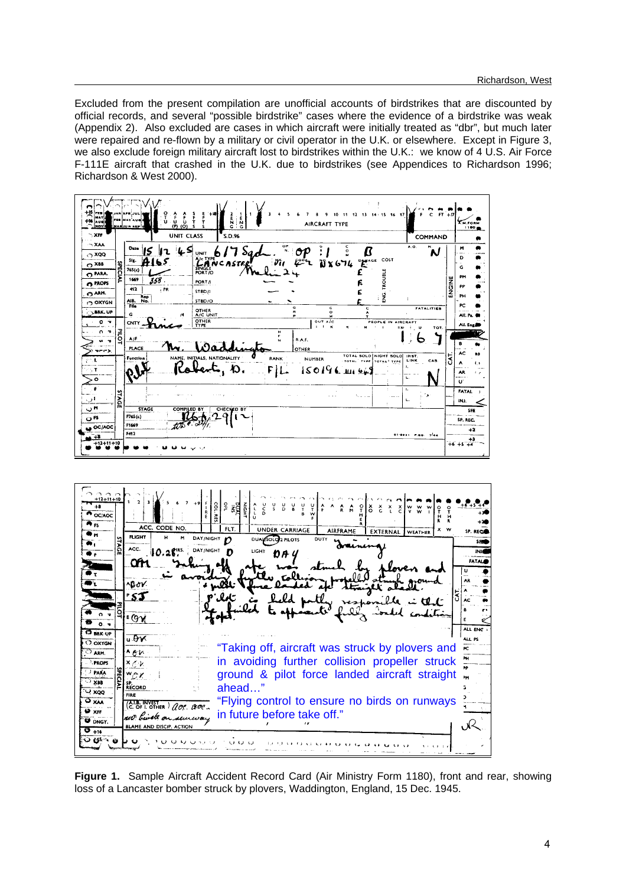Excluded from the present compilation are unofficial accounts of birdstrikes that are discounted by official records, and several "possible birdstrike" cases where the evidence of a birdstrike was weak (Appendix 2). Also excluded are cases in which aircraft were initially treated as "dbr", but much later were repaired and re-flown by a military or civil operator in the U.K. or elsewhere. Except in Figure 3, we also exclude foreign military aircraft lost to birdstrikes within the U.K.: we know of 4 U.S. Air Force F-111E aircraft that crashed in the U.K. due to birdstrikes (see Appendices to Richardson 1996; Richardson & West 2000).

"Taking off, aircraft was struck by plovers and in avoiding further collision propeller struck ground & pilot force landed aircraft straight ahead…"

"Flying control to ensure no birds on runways in future before take off."

**Figure 1.** Sample Aircraft Accident Record Card (Air Ministry Form 1180), front and rear, showing loss of a Lancaster bomber struck by plovers, Waddington, England, 15 Dec. 1945.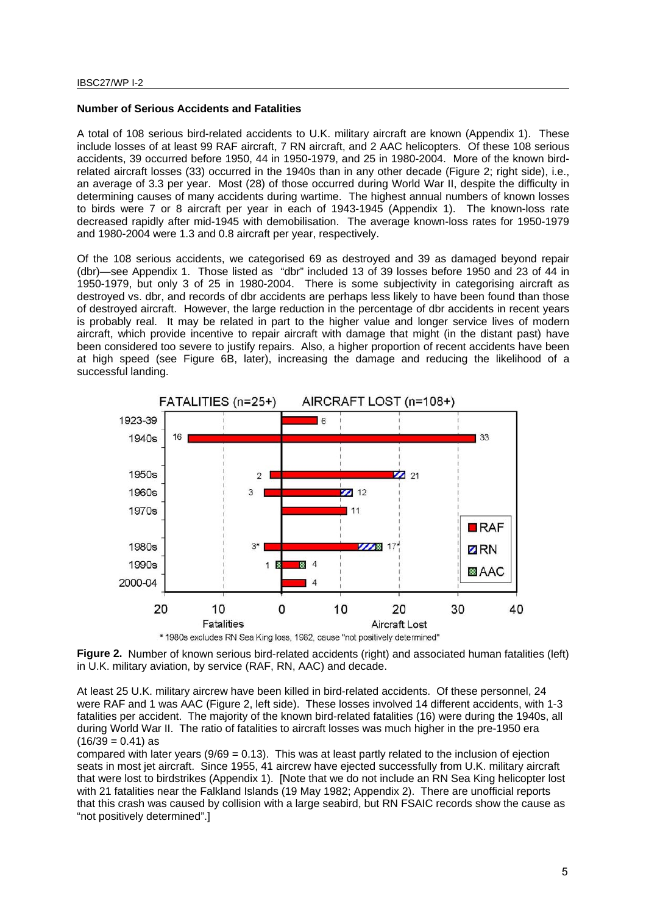**Number of Serious Accidents and Fatalities**

A total of 108 serious bird-related accidents to U.K. military aircraft are known (Appendix 1). These include losses of at least 99 RAF aircraft, 7 RN aircraft, and 2 AAC helicopters. Of these 108 serious accidents, 39 occurred before 1950, 44 in 1950-1979, and 25 in 1980-2004. More of the known bird-related aircraft losses (33) occurred in the 1940s than in any other decade (Figure 2; right side), i.e., an average of 3.3 per year. Most (28) of those occurred during World War II, despite the difficulty in determining causes of many accidents during wartime. The highest annual numbers of known losses to birds were 7 or 8 aircraft per year in each of 1943-1945 (Appendix 1). The known-loss rate decreased rapidly after mid-1945 with demobilisation. The average known-loss rates for 1950-1979 and 1980-2004 were 1.3 and 0.8 aircraft per year, respectively.

Of the 108 serious accidents, we categorised 69 as destroyed and 39 as damaged beyond repair (dbr)—see Appendix 1. Those listed as "dbr" included 13 of 39 losses before 1950 and 23 of 44 in 1950-1979, but only 3 of 25 in 1980-2004. There is some subjectivity in categorising aircraft as destroyed vs. dbr, and records of dbr accidents are perhaps less likely to have been found than those of destroyed aircraft. However, the large reduction in the percentage of dbr accidents in recent years is probably real. It may be related in part to the higher value and longer service lives of modern aircraft, which provide incentive to repair aircraft with damage that might (in the distant past) have been considered too severe to justify repairs. Also, a higher proportion of recent accidents have been at high speed (see Figure 6B, later), increasing the damage and reducing the likelihood of a successful landing.

**Figure 2.** Number of known serious bird-related accidents (right) and associated human fatalities (left) in U.K. military aviation, by service (RAF, RN, AAC) and decade.

At least 25 U.K. military aircrew have been killed in bird-related accidents. Of these personnel, 24 were RAF and 1 was AAC (Figure 2, left side). These losses involved 14 different accidents, with 1-3 fatalities per accident. The majority of the known bird-related fatalities (16) were during the 1940s, all during World War II. The ratio of fatalities to aircraft losses was much higher in the pre-1950 era (16/39 = 0.41) as compared with later years (9/69 = 0.13). This was at least partly related to the inclusion of ejection seats in most jet aircraft. Since 1955, 41 aircrew have ejected successfully from U.K. military aircraft that were lost to birdstrikes (Appendix 1). [Note that we do not include an RN Sea King helicopter lost with 21 fatalities near the Falkland Islands (19 May 1982; Appendix 2). There are unofficial reports that this crash was caused by collision with a large seabird, but RN FSAIC records show the cause as "not positively determined".]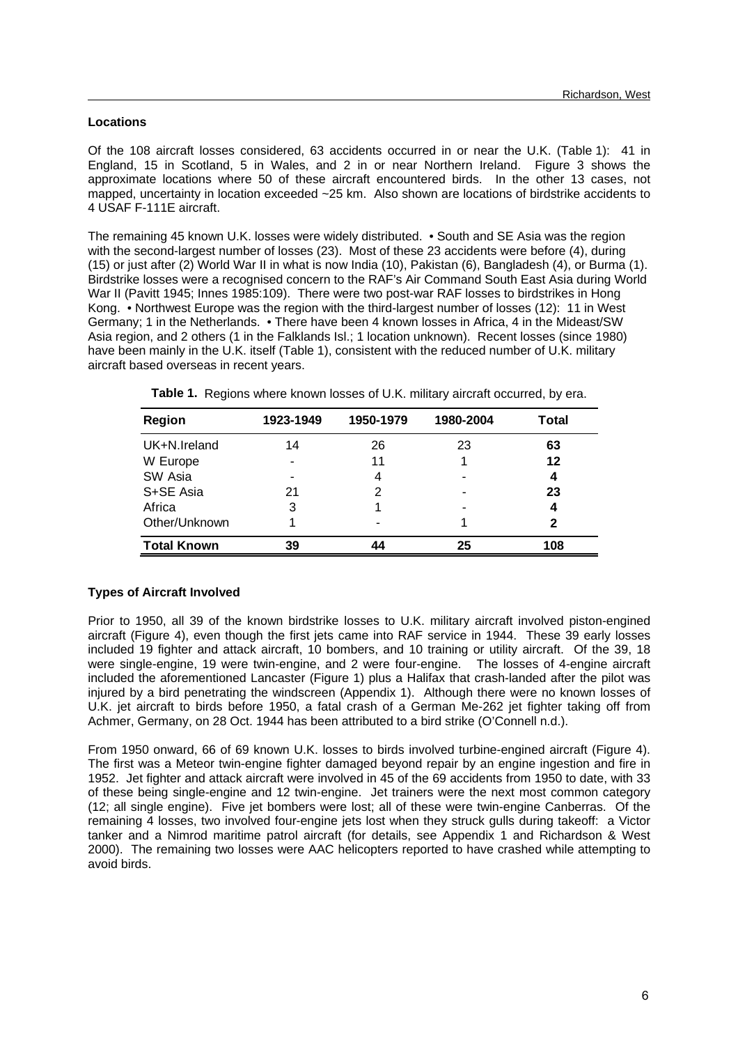### Locations

Of the 108 aircraft losses considered, 63 accidents occurred in or near the U.K. (Table 1): 41 in England, 15 in Scotland, 5 in Wales, and 2 in or near Northern Ireland. Figure 3 shows the approximate locations where 50 of these aircraft encountered birds. In the other 13 cases, not mapped, uncertainty in location exceeded ~25 km. Also shown are locations of birdstrike accidents to 4 USAF F-111E aircraft.

The remaining 45 known U.K. losses were widely distributed. • South and SE Asia was the region with the second-largest number of losses (23). Most of these 23 accidents were before (4), during (15) or just after (2) World War II in what is now India (10), Pakistan (6), Bangladesh (4), or Burma (1). Birdstrike losses were a recognised concern to the RAF's Air Command South East Asia during World War II (Pavitt 1945; Innes 1985:109). There were two post-war RAF losses to birdstrikes in Hong Kong. • Northwest Europe was the region with the third-largest number of losses (12): 11 in West Germany; 1 in the Netherlands. • There have been 4 known losses in Africa, 4 in the Mideast/SW Asia region, and 2 others (1 in the Falklands Isl.; 1 location unknown). Recent losses (since 1980) have been mainly in the U.K. itself (Table 1), consistent with the reduced number of U.K. military aircraft based overseas in recent years.

**Table 1.** Regions where known losses of U.K. military aircraft occurred, by era.

| Region | 1923-1949 | 1950-1979 | 1980-2004 | Total |
|---|---|---|---|---|
| UK+N.Ireland | 14 | 26 | 23 | **63** |
| W Europe | - | 11 | 1 | **12** |
| SW Asia | - | 4 | - | **4** |
| S+SE Asia | 21 | 2 | - | **23** |
| Africa | 3 | 1 | - | **4** |
| Other/Unknown | 1 | - | 1 | **2** |
| **Total Known** | **39** | **44** | **25** | **108** |

### Types of Aircraft Involved

Prior to 1950, all 39 of the known birdstrike losses to U.K. military aircraft involved piston-engined aircraft (Figure 4), even though the first jets came into RAF service in 1944. These 39 early losses included 19 fighter and attack aircraft, 10 bombers, and 10 training or utility aircraft. Of the 39, 18 were single-engine, 19 were twin-engine, and 2 were four-engine. The losses of 4-engine aircraft included the aforementioned Lancaster (Figure 1) plus a Halifax that crash-landed after the pilot was injured by a bird penetrating the windscreen (Appendix 1). Although there were no known losses of U.K. jet aircraft to birds before 1950, a fatal crash of a German Me-262 jet fighter taking off from Achmer, Germany, on 28 Oct. 1944 has been attributed to a bird strike (O'Connell n.d.).

From 1950 onward, 66 of 69 known U.K. losses to birds involved turbine-engined aircraft (Figure 4). The first was a Meteor twin-engine fighter damaged beyond repair by an engine ingestion and fire in 1952. Jet fighter and attack aircraft were involved in 45 of the 69 accidents from 1950 to date, with 33 of these being single-engine and 12 twin-engine. Jet trainers were the next most common category (12; all single engine). Five jet bombers were lost; all of these were twin-engine Canberras. Of the remaining 4 losses, two involved four-engine jets lost when they struck gulls during takeoff: a Victor tanker and a Nimrod maritime patrol aircraft (for details, see Appendix 1 and Richardson & West 2000). The remaining two losses were AAC helicopters reported to have crashed while attempting to avoid birds.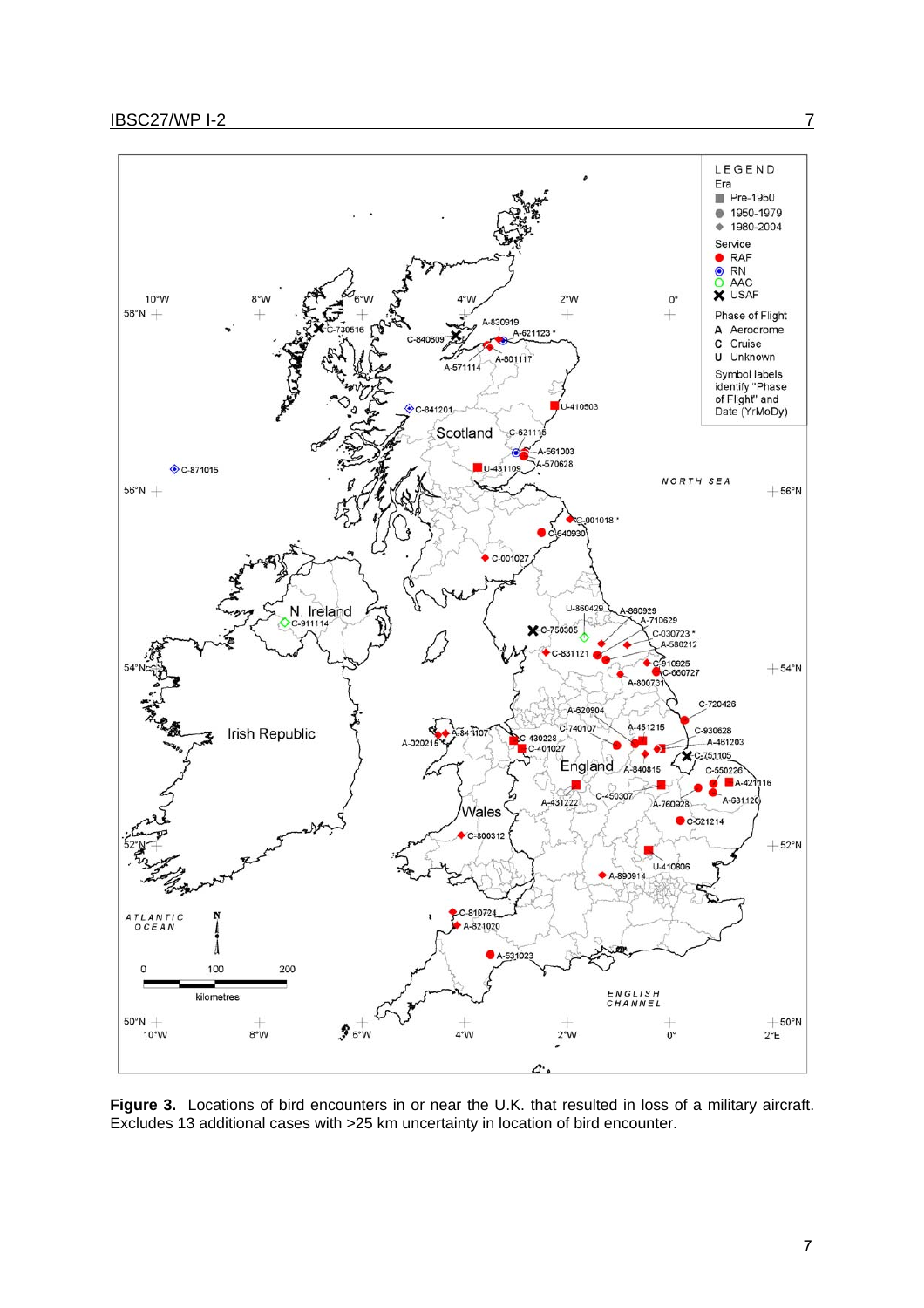**Figure 3.** Locations of bird encounters in or near the U.K. that resulted in loss of a military aircraft. Excludes 13 additional cases with >25 km uncertainty in location of bird encounter.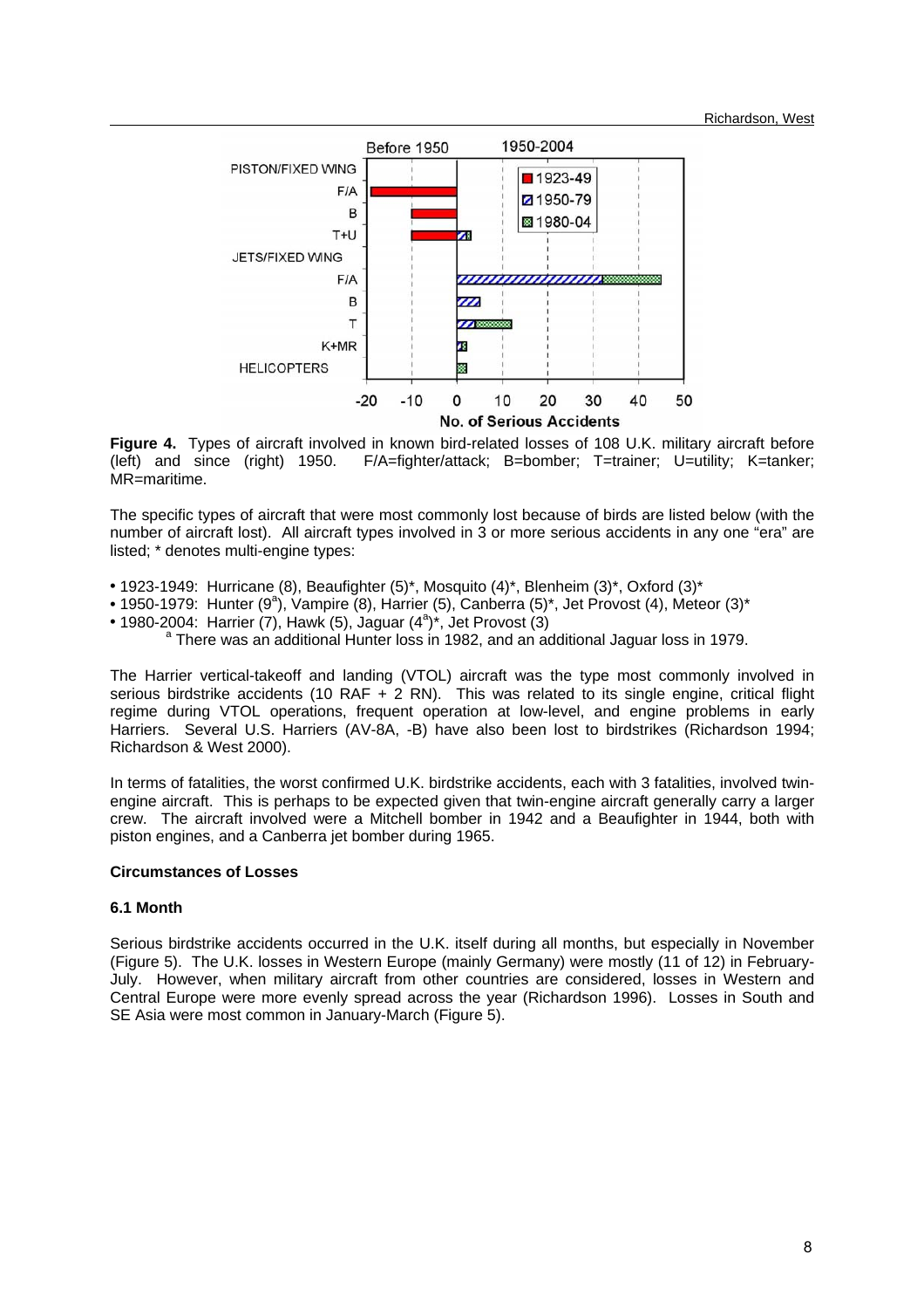**Figure 4.** Types of aircraft involved in known bird-related losses of 108 U.K. military aircraft before (left) and since (right) 1950. F/A=fighter/attack; B=bomber; T=trainer; U=utility; K=tanker; MR=maritime.

The specific types of aircraft that were most commonly lost because of birds are listed below (with the number of aircraft lost). All aircraft types involved in 3 or more serious accidents in any one "era" are listed; * denotes multi-engine types:

- 1923-1949: Hurricane (8), Beaufighter (5)*, Mosquito (4)*, Blenheim (3)*, Oxford (3)*
- 1950-1979: Hunter (9[a]), Vampire (8), Harrier (5), Canberra (5)*, Jet Provost (4), Meteor (3)*
- 1980-2004: Harrier (7), Hawk (5), Jaguar (4[a])*, Jet Provost (3)

[a] There was an additional Hunter loss in 1982, and an additional Jaguar loss in 1979.

The Harrier vertical-takeoff and landing (VTOL) aircraft was the type most commonly involved in serious birdstrike accidents (10 RAF + 2 RN). This was related to its single engine, critical flight regime during VTOL operations, frequent operation at low-level, and engine problems in early Harriers. Several U.S. Harriers (AV-8A, -B) have also been lost to birdstrikes (Richardson 1994; Richardson & West 2000).

In terms of fatalities, the worst confirmed U.K. birdstrike accidents, each with 3 fatalities, involved twin-engine aircraft. This is perhaps to be expected given that twin-engine aircraft generally carry a larger crew. The aircraft involved were a Mitchell bomber in 1942 and a Beaufighter in 1944, both with piston engines, and a Canberra jet bomber during 1965.

## Circumstances of Losses

### 6.1 Month

Serious birdstrike accidents occurred in the U.K. itself during all months, but especially in November (Figure 5). The U.K. losses in Western Europe (mainly Germany) were mostly (11 of 12) in February-July. However, when military aircraft from other countries are considered, losses in Western and Central Europe were more evenly spread across the year (Richardson 1996). Losses in South and SE Asia were most common in January-March (Figure 5).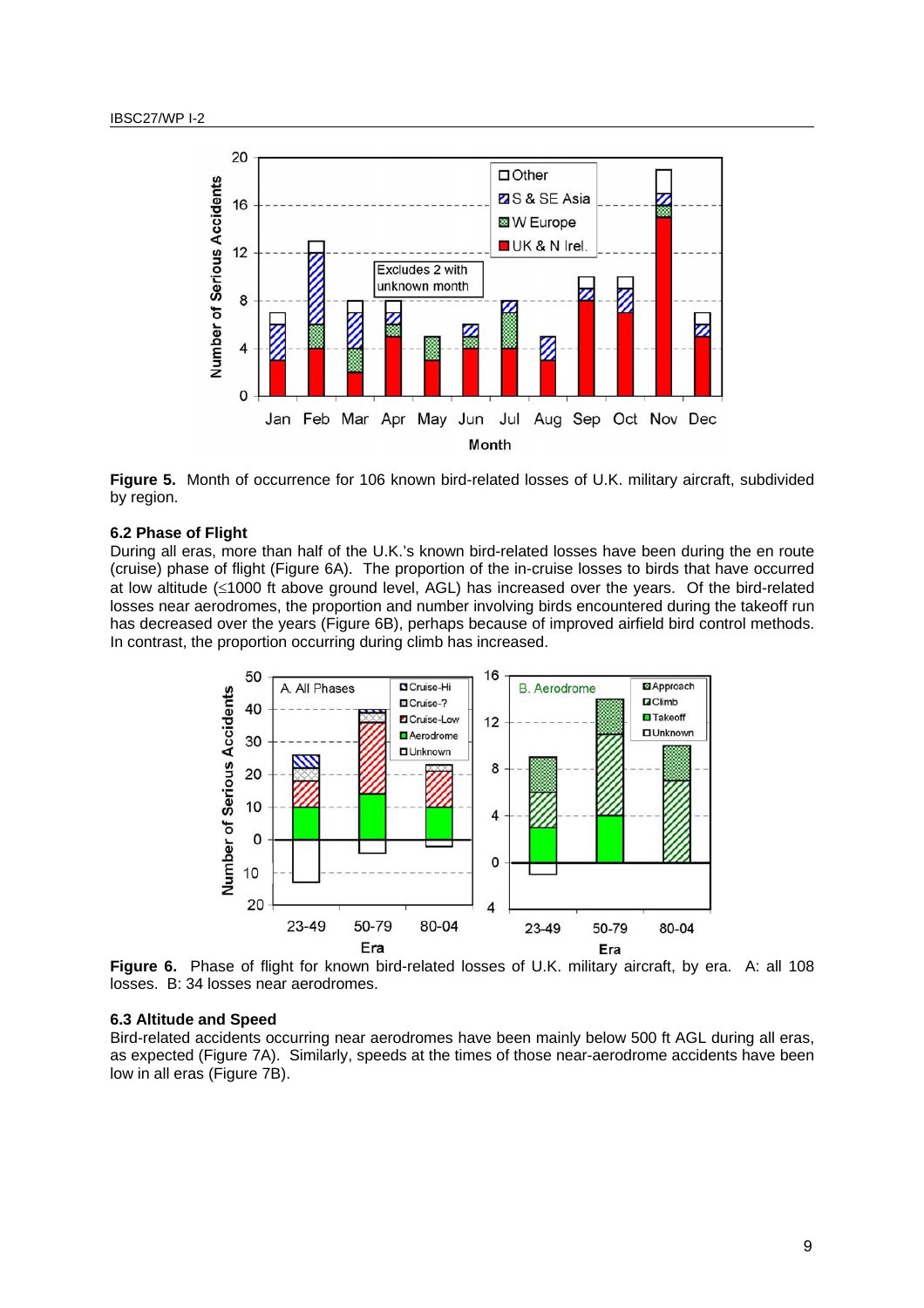**Figure 5.** Month of occurrence for 106 known bird-related losses of U.K. military aircraft, subdivided by region.

### 6.2 Phase of Flight

During all eras, more than half of the U.K.'s known bird-related losses have been during the en route (cruise) phase of flight (Figure 6A). The proportion of the in-cruise losses to birds that have occurred at low altitude (≤1000 ft above ground level, AGL) has increased over the years. Of the bird-related losses near aerodromes, the proportion and number involving birds encountered during the takeoff run has decreased over the years (Figure 6B), perhaps because of improved airfield bird control methods. In contrast, the proportion occurring during climb has increased.

**Figure 6.** Phase of flight for known bird-related losses of U.K. military aircraft, by era. A: all 108 losses. B: 34 losses near aerodromes.

### 6.3 Altitude and Speed

Bird-related accidents occurring near aerodromes have been mainly below 500 ft AGL during all eras, as expected (Figure 7A). Similarly, speeds at the times of those near-aerodrome accidents have been low in all eras (Figure 7B).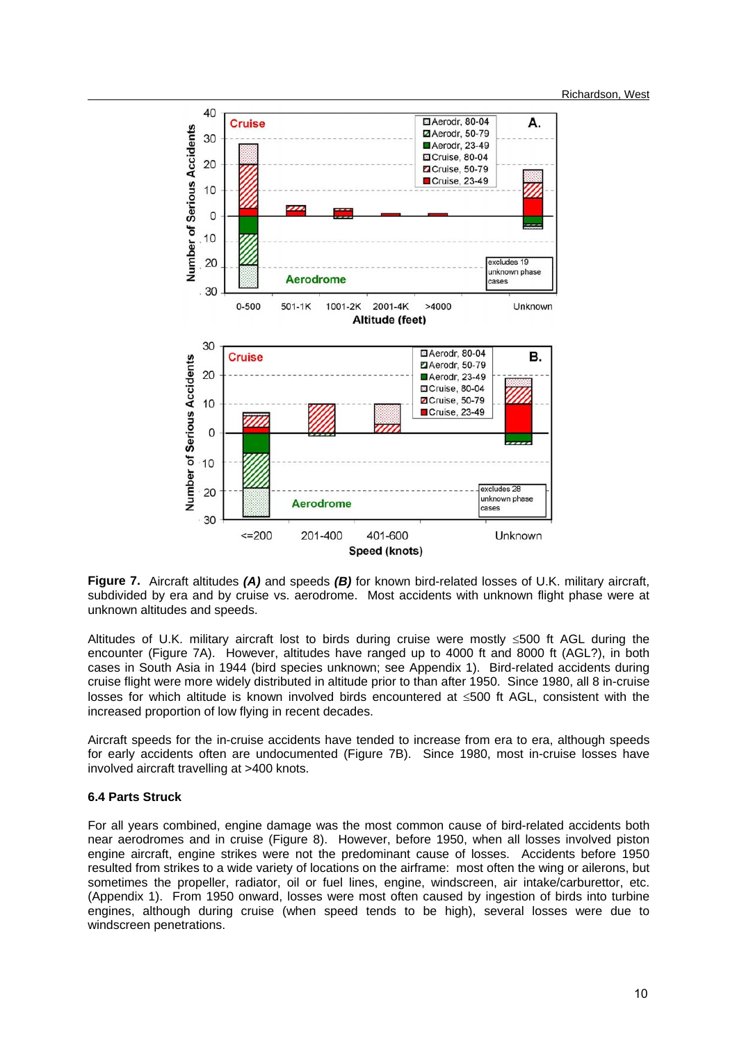**Figure 7.** Aircraft altitudes ***(A)*** and speeds ***(B)*** for known bird-related losses of U.K. military aircraft, subdivided by era and by cruise vs. aerodrome. Most accidents with unknown flight phase were at unknown altitudes and speeds.

Altitudes of U.K. military aircraft lost to birds during cruise were mostly ≤500 ft AGL during the encounter (Figure 7A). However, altitudes have ranged up to 4000 ft and 8000 ft (AGL?), in both cases in South Asia in 1944 (bird species unknown; see Appendix 1). Bird-related accidents during cruise flight were more widely distributed in altitude prior to than after 1950. Since 1980, all 8 in-cruise losses for which altitude is known involved birds encountered at ≤500 ft AGL, consistent with the increased proportion of low flying in recent decades.

Aircraft speeds for the in-cruise accidents have tended to increase from era to era, although speeds for early accidents often are undocumented (Figure 7B). Since 1980, most in-cruise losses have involved aircraft travelling at >400 knots.

### 6.4 Parts Struck

For all years combined, engine damage was the most common cause of bird-related accidents both near aerodromes and in cruise (Figure 8). However, before 1950, when all losses involved piston engine aircraft, engine strikes were not the predominant cause of losses. Accidents before 1950 resulted from strikes to a wide variety of locations on the airframe: most often the wing or ailerons, but sometimes the propeller, radiator, oil or fuel lines, engine, windscreen, air intake/carburettor, etc. (Appendix 1). From 1950 onward, losses were most often caused by ingestion of birds into turbine engines, although during cruise (when speed tends to be high), several losses were due to windscreen penetrations.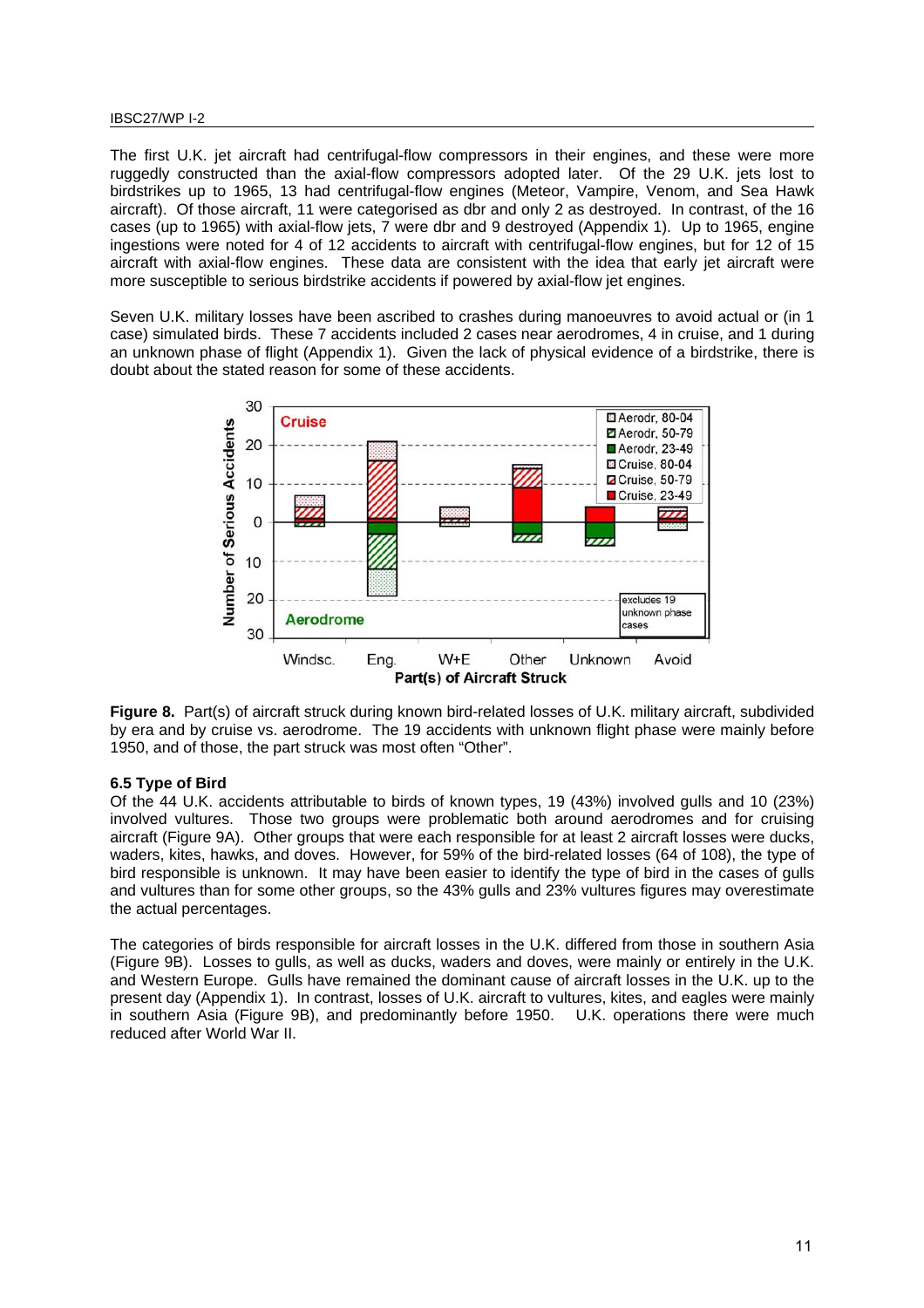The first U.K. jet aircraft had centrifugal-flow compressors in their engines, and these were more ruggedly constructed than the axial-flow compressors adopted later. Of the 29 U.K. jets lost to birdstrikes up to 1965, 13 had centrifugal-flow engines (Meteor, Vampire, Venom, and Sea Hawk aircraft). Of those aircraft, 11 were categorised as dbr and only 2 as destroyed. In contrast, of the 16 cases (up to 1965) with axial-flow jets, 7 were dbr and 9 destroyed (Appendix 1). Up to 1965, engine ingestions were noted for 4 of 12 accidents to aircraft with centrifugal-flow engines, but for 12 of 15 aircraft with axial-flow engines. These data are consistent with the idea that early jet aircraft were more susceptible to serious birdstrike accidents if powered by axial-flow jet engines.

Seven U.K. military losses have been ascribed to crashes during manoeuvres to avoid actual or (in 1 case) simulated birds. These 7 accidents included 2 cases near aerodromes, 4 in cruise, and 1 during an unknown phase of flight (Appendix 1). Given the lack of physical evidence of a birdstrike, there is doubt about the stated reason for some of these accidents.

**Figure 8.** Part(s) of aircraft struck during known bird-related losses of U.K. military aircraft, subdivided by era and by cruise vs. aerodrome. The 19 accidents with unknown flight phase were mainly before 1950, and of those, the part struck was most often "Other".

### 6.5 Type of Bird

Of the 44 U.K. accidents attributable to birds of known types, 19 (43%) involved gulls and 10 (23%) involved vultures. Those two groups were problematic both around aerodromes and for cruising aircraft (Figure 9A). Other groups that were each responsible for at least 2 aircraft losses were ducks, waders, kites, hawks, and doves. However, for 59% of the bird-related losses (64 of 108), the type of bird responsible is unknown. It may have been easier to identify the type of bird in the cases of gulls and vultures than for some other groups, so the 43% gulls and 23% vultures figures may overestimate the actual percentages.

The categories of birds responsible for aircraft losses in the U.K. differed from those in southern Asia (Figure 9B). Losses to gulls, as well as ducks, waders and doves, were mainly or entirely in the U.K. and Western Europe. Gulls have remained the dominant cause of aircraft losses in the U.K. up to the present day (Appendix 1). In contrast, losses of U.K. aircraft to vultures, kites, and eagles were mainly in southern Asia (Figure 9B), and predominantly before 1950. U.K. operations there were much reduced after World War II.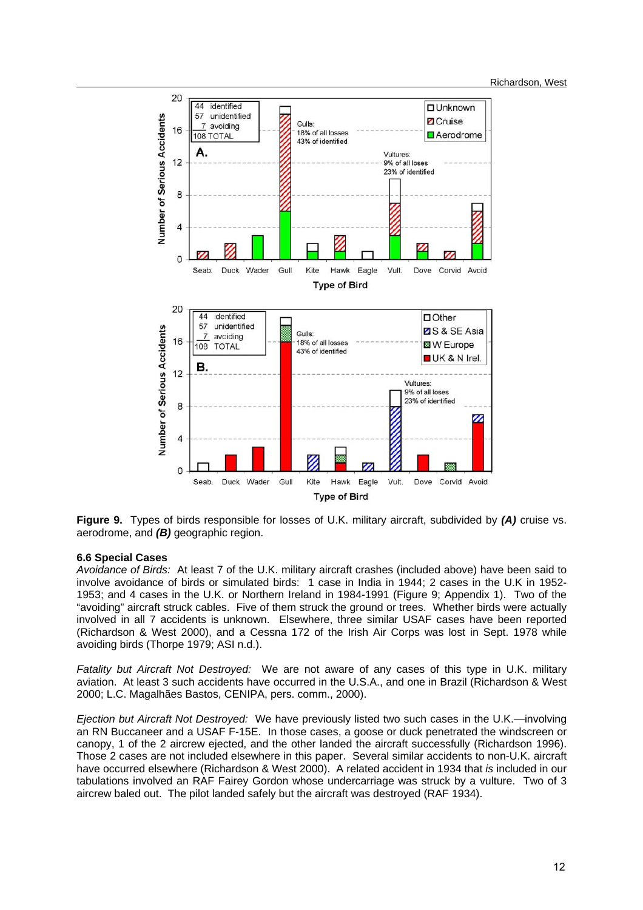**Figure 9.** Types of birds responsible for losses of U.K. military aircraft, subdivided by ***(A)*** cruise vs. aerodrome, and ***(B)*** geographic region.

### 6.6 Special Cases

*Avoidance of Birds:* At least 7 of the U.K. military aircraft crashes (included above) have been said to involve avoidance of birds or simulated birds: 1 case in India in 1944; 2 cases in the U.K in 1952-1953; and 4 cases in the U.K. or Northern Ireland in 1984-1991 (Figure 9; Appendix 1). Two of the "avoiding" aircraft struck cables. Five of them struck the ground or trees. Whether birds were actually involved in all 7 accidents is unknown. Elsewhere, three similar USAF cases have been reported (Richardson & West 2000), and a Cessna 172 of the Irish Air Corps was lost in Sept. 1978 while avoiding birds (Thorpe 1979; ASI n.d.).

*Fatality but Aircraft Not Destroyed:* We are not aware of any cases of this type in U.K. military aviation. At least 3 such accidents have occurred in the U.S.A., and one in Brazil (Richardson & West 2000; L.C. Magalhães Bastos, CENIPA, pers. comm., 2000).

*Ejection but Aircraft Not Destroyed:* We have previously listed two such cases in the U.K.—involving an RN Buccaneer and a USAF F-15E. In those cases, a goose or duck penetrated the windscreen or canopy, 1 of the 2 aircrew ejected, and the other landed the aircraft successfully (Richardson 1996). Those 2 cases are not included elsewhere in this paper. Several similar accidents to non-U.K. aircraft have occurred elsewhere (Richardson & West 2000). A related accident in 1934 that *is* included in our tabulations involved an RAF Fairey Gordon whose undercarriage was struck by a vulture. Two of 3 aircrew baled out. The pilot landed safely but the aircraft was destroyed (RAF 1934).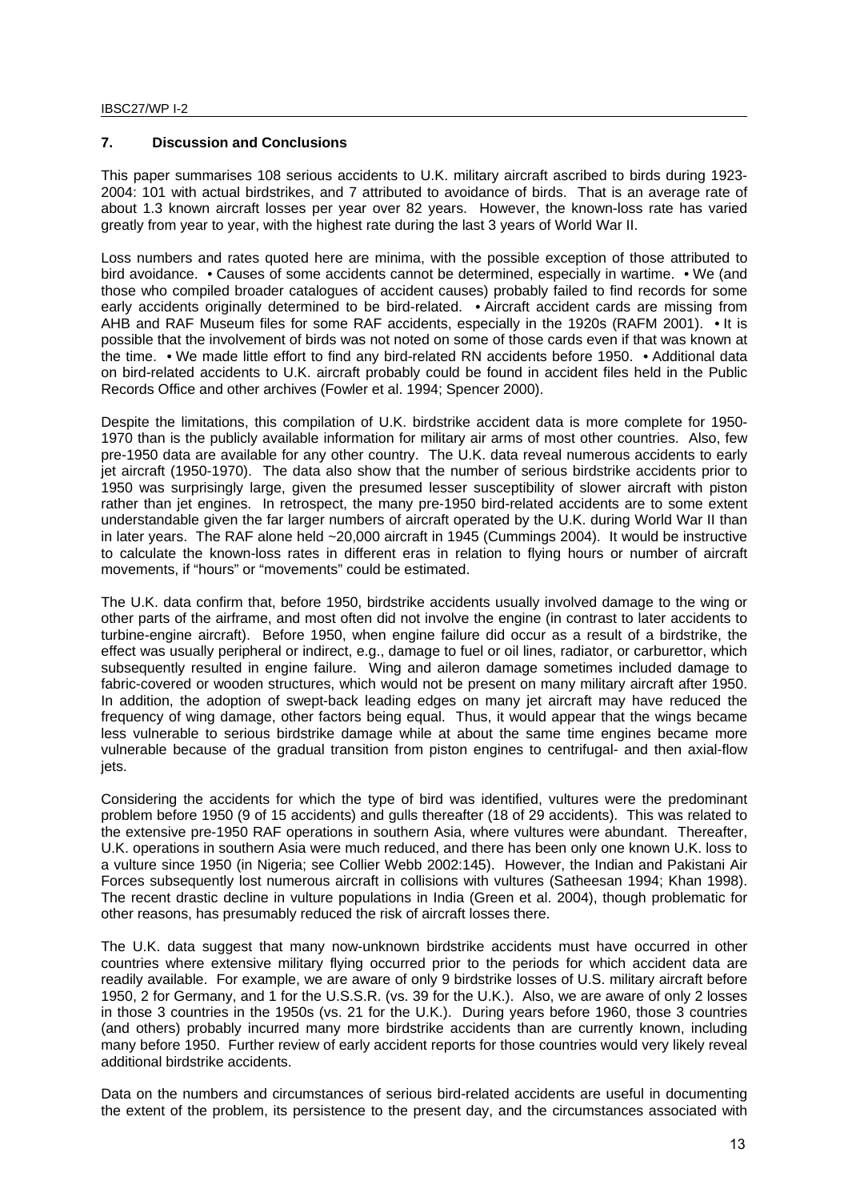## 7. Discussion and Conclusions

This paper summarises 108 serious accidents to U.K. military aircraft ascribed to birds during 1923-2004: 101 with actual birdstrikes, and 7 attributed to avoidance of birds. That is an average rate of about 1.3 known aircraft losses per year over 82 years. However, the known-loss rate has varied greatly from year to year, with the highest rate during the last 3 years of World War II.

Loss numbers and rates quoted here are minima, with the possible exception of those attributed to bird avoidance. • Causes of some accidents cannot be determined, especially in wartime. • We (and those who compiled broader catalogues of accident causes) probably failed to find records for some early accidents originally determined to be bird-related. • Aircraft accident cards are missing from AHB and RAF Museum files for some RAF accidents, especially in the 1920s (RAFM 2001). • It is possible that the involvement of birds was not noted on some of those cards even if that was known at the time. • We made little effort to find any bird-related RN accidents before 1950. • Additional data on bird-related accidents to U.K. aircraft probably could be found in accident files held in the Public Records Office and other archives (Fowler et al. 1994; Spencer 2000).

Despite the limitations, this compilation of U.K. birdstrike accident data is more complete for 1950-1970 than is the publicly available information for military air arms of most other countries. Also, few pre-1950 data are available for any other country. The U.K. data reveal numerous accidents to early jet aircraft (1950-1970). The data also show that the number of serious birdstrike accidents prior to 1950 was surprisingly large, given the presumed lesser susceptibility of slower aircraft with piston rather than jet engines. In retrospect, the many pre-1950 bird-related accidents are to some extent understandable given the far larger numbers of aircraft operated by the U.K. during World War II than in later years. The RAF alone held ~20,000 aircraft in 1945 (Cummings 2004). It would be instructive to calculate the known-loss rates in different eras in relation to flying hours or number of aircraft movements, if "hours" or "movements" could be estimated.

The U.K. data confirm that, before 1950, birdstrike accidents usually involved damage to the wing or other parts of the airframe, and most often did not involve the engine (in contrast to later accidents to turbine-engine aircraft). Before 1950, when engine failure did occur as a result of a birdstrike, the effect was usually peripheral or indirect, e.g., damage to fuel or oil lines, radiator, or carburettor, which subsequently resulted in engine failure. Wing and aileron damage sometimes included damage to fabric-covered or wooden structures, which would not be present on many military aircraft after 1950. In addition, the adoption of swept-back leading edges on many jet aircraft may have reduced the frequency of wing damage, other factors being equal. Thus, it would appear that the wings became less vulnerable to serious birdstrike damage while at about the same time engines became more vulnerable because of the gradual transition from piston engines to centrifugal- and then axial-flow jets.

Considering the accidents for which the type of bird was identified, vultures were the predominant problem before 1950 (9 of 15 accidents) and gulls thereafter (18 of 29 accidents). This was related to the extensive pre-1950 RAF operations in southern Asia, where vultures were abundant. Thereafter, U.K. operations in southern Asia were much reduced, and there has been only one known U.K. loss to a vulture since 1950 (in Nigeria; see Collier Webb 2002:145). However, the Indian and Pakistani Air Forces subsequently lost numerous aircraft in collisions with vultures (Satheesan 1994; Khan 1998). The recent drastic decline in vulture populations in India (Green et al. 2004), though problematic for other reasons, has presumably reduced the risk of aircraft losses there.

The U.K. data suggest that many now-unknown birdstrike accidents must have occurred in other countries where extensive military flying occurred prior to the periods for which accident data are readily available. For example, we are aware of only 9 birdstrike losses of U.S. military aircraft before 1950, 2 for Germany, and 1 for the U.S.S.R. (vs. 39 for the U.K.). Also, we are aware of only 2 losses in those 3 countries in the 1950s (vs. 21 for the U.K.). During years before 1960, those 3 countries (and others) probably incurred many more birdstrike accidents than are currently known, including many before 1950. Further review of early accident reports for those countries would very likely reveal additional birdstrike accidents.

Data on the numbers and circumstances of serious bird-related accidents are useful in documenting the extent of the problem, its persistence to the present day, and the circumstances associated with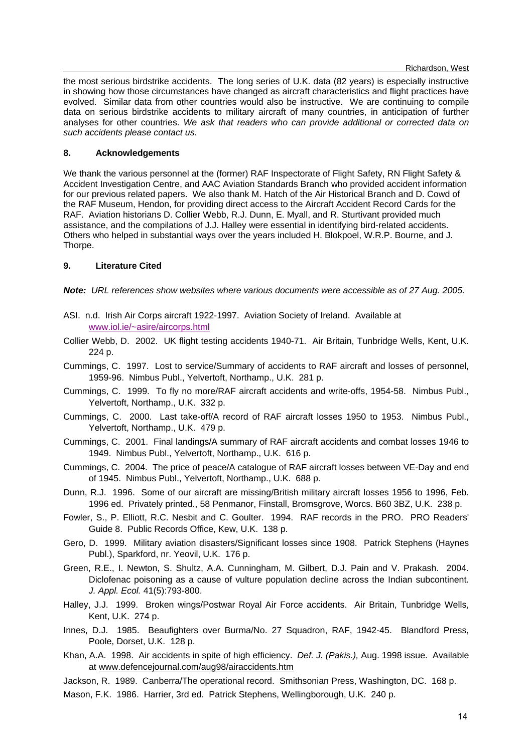the most serious birdstrike accidents. The long series of U.K. data (82 years) is especially instructive in showing how those circumstances have changed as aircraft characteristics and flight practices have evolved. Similar data from other countries would also be instructive. We are continuing to compile data on serious birdstrike accidents to military aircraft of many countries, in anticipation of further analyses for other countries. *We ask that readers who can provide additional or corrected data on such accidents please contact us.*

## 8. Acknowledgements

We thank the various personnel at the (former) RAF Inspectorate of Flight Safety, RN Flight Safety & Accident Investigation Centre, and AAC Aviation Standards Branch who provided accident information for our previous related papers. We also thank M. Hatch of the Air Historical Branch and D. Cowd of the RAF Museum, Hendon, for providing direct access to the Aircraft Accident Record Cards for the RAF. Aviation historians D. Collier Webb, R.J. Dunn, E. Myall, and R. Sturtivant provided much assistance, and the compilations of J.J. Halley were essential in identifying bird-related accidents. Others who helped in substantial ways over the years included H. Blokpoel, W.R.P. Bourne, and J. Thorpe.

## 9. Literature Cited

***Note:*** *URL references show websites where various documents were accessible as of 27 Aug. 2005.*

ASI. n.d. Irish Air Corps aircraft 1922-1997. Aviation Society of Ireland. Available at www.iol.ie/~asire/aircorps.html

Collier Webb, D. 2002. UK flight testing accidents 1940-71. Air Britain, Tunbridge Wells, Kent, U.K. 224 p.

Cummings, C. 1997. Lost to service/Summary of accidents to RAF aircraft and losses of personnel, 1959-96. Nimbus Publ., Yelvertoft, Northamp., U.K. 281 p.

Cummings, C. 1999. To fly no more/RAF aircraft accidents and write-offs, 1954-58. Nimbus Publ., Yelvertoft, Northamp., U.K. 332 p.

Cummings, C. 2000. Last take-off/A record of RAF aircraft losses 1950 to 1953. Nimbus Publ., Yelvertoft, Northamp., U.K. 479 p.

Cummings, C. 2001. Final landings/A summary of RAF aircraft accidents and combat losses 1946 to 1949. Nimbus Publ., Yelvertoft, Northamp., U.K. 616 p.

Cummings, C. 2004. The price of peace/A catalogue of RAF aircraft losses between VE-Day and end of 1945. Nimbus Publ., Yelvertoft, Northamp., U.K. 688 p.

Dunn, R.J. 1996. Some of our aircraft are missing/British military aircraft losses 1956 to 1996, Feb. 1996 ed. Privately printed., 58 Penmanor, Finstall, Bromsgrove, Worcs. B60 3BZ, U.K. 238 p.

Fowler, S., P. Elliott, R.C. Nesbit and C. Goulter. 1994. RAF records in the PRO. PRO Readers' Guide 8. Public Records Office, Kew, U.K. 138 p.

Gero, D. 1999. Military aviation disasters/Significant losses since 1908. Patrick Stephens (Haynes Publ.), Sparkford, nr. Yeovil, U.K. 176 p.

Green, R.E., I. Newton, S. Shultz, A.A. Cunningham, M. Gilbert, D.J. Pain and V. Prakash. 2004. Diclofenac poisoning as a cause of vulture population decline across the Indian subcontinent. *J. Appl. Ecol.* 41(5):793-800.

Halley, J.J. 1999. Broken wings/Postwar Royal Air Force accidents. Air Britain, Tunbridge Wells, Kent, U.K. 274 p.

Innes, D.J. 1985. Beaufighters over Burma/No. 27 Squadron, RAF, 1942-45. Blandford Press, Poole, Dorset, U.K. 128 p.

Khan, A.A. 1998. Air accidents in spite of high efficiency. *Def. J. (Pakis.),* Aug. 1998 issue. Available at www.defencejournal.com/aug98/airaccidents.htm

Jackson, R. 1989. Canberra/The operational record. Smithsonian Press, Washington, DC. 168 p.

Mason, F.K. 1986. Harrier, 3rd ed. Patrick Stephens, Wellingborough, U.K. 240 p.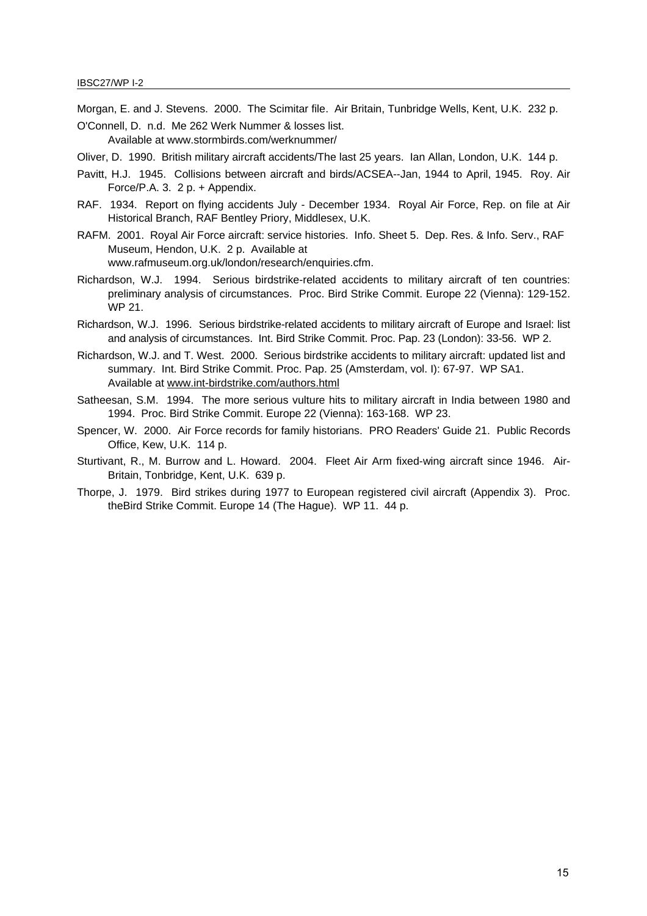Morgan, E. and J. Stevens. 2000. The Scimitar file. Air Britain, Tunbridge Wells, Kent, U.K. 232 p.

O'Connell, D. n.d. Me 262 Werk Nummer & losses list. Available at www.stormbirds.com/werknummer/

Oliver, D. 1990. British military aircraft accidents/The last 25 years. Ian Allan, London, U.K. 144 p.

Pavitt, H.J. 1945. Collisions between aircraft and birds/ACSEA--Jan, 1944 to April, 1945. Roy. Air Force/P.A. 3. 2 p. + Appendix.

RAF. 1934. Report on flying accidents July - December 1934. Royal Air Force, Rep. on file at Air Historical Branch, RAF Bentley Priory, Middlesex, U.K.

RAFM. 2001. Royal Air Force aircraft: service histories. Info. Sheet 5. Dep. Res. & Info. Serv., RAF Museum, Hendon, U.K. 2 p. Available at www.rafmuseum.org.uk/london/research/enquiries.cfm.

Richardson, W.J. 1994. Serious birdstrike-related accidents to military aircraft of ten countries: preliminary analysis of circumstances. Proc. Bird Strike Commit. Europe 22 (Vienna): 129-152. WP 21.

Richardson, W.J. 1996. Serious birdstrike-related accidents to military aircraft of Europe and Israel: list and analysis of circumstances. Int. Bird Strike Commit. Proc. Pap. 23 (London): 33-56. WP 2.

Richardson, W.J. and T. West. 2000. Serious birdstrike accidents to military aircraft: updated list and summary. Int. Bird Strike Commit. Proc. Pap. 25 (Amsterdam, vol. I): 67-97. WP SA1. Available at www.int-birdstrike.com/authors.html

Satheesan, S.M. 1994. The more serious vulture hits to military aircraft in India between 1980 and 1994. Proc. Bird Strike Commit. Europe 22 (Vienna): 163-168. WP 23.

Spencer, W. 2000. Air Force records for family historians. PRO Readers' Guide 21. Public Records Office, Kew, U.K. 114 p.

Sturtivant, R., M. Burrow and L. Howard. 2004. Fleet Air Arm fixed-wing aircraft since 1946. Air-Britain, Tonbridge, Kent, U.K. 639 p.

Thorpe, J. 1979. Bird strikes during 1977 to European registered civil aircraft (Appendix 3). Proc. theBird Strike Commit. Europe 14 (The Hague). WP 11. 44 p.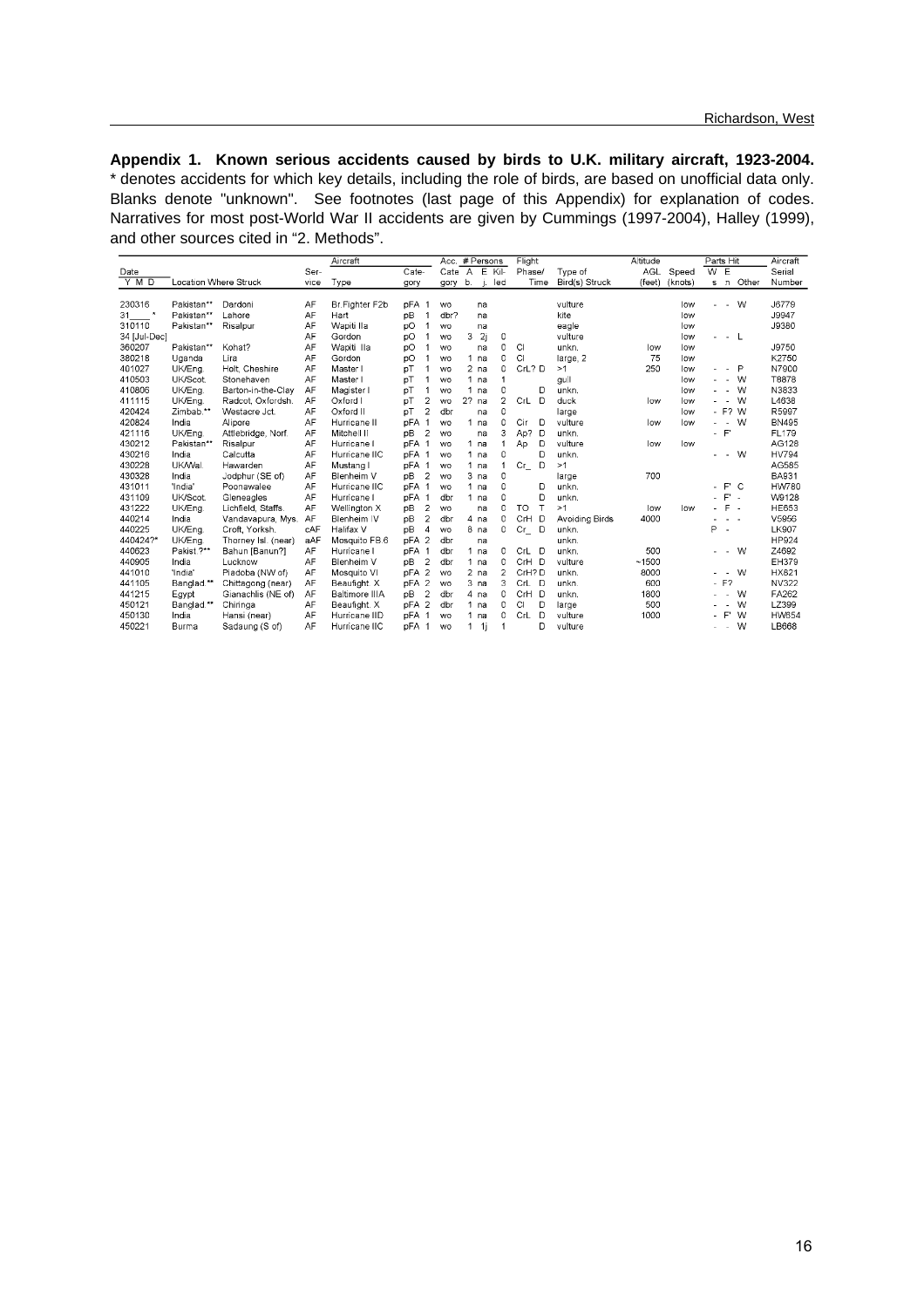**Appendix 1. Known serious accidents caused by birds to U.K. military aircraft, 1923-2004.** * denotes accidents for which key details, including the role of birds, are based on unofficial data only. Blanks denote "unknown". See footnotes (last page of this Appendix) for explanation of codes. Narratives for most post-World War II accidents are given by Cummings (1997-2004), Halley (1999), and other sources cited in "2. Methods".

| Date Y M D | Location Where Struck | | Ser-vice | Aircraft Type | Aircraft Cate-gory | | Acc. Cate gory | # Persons A b. | E j. | Kil-led | Flight Phase/ | Time | Type of Bird(s) Struck | Altitude AGL (feet) | Speed (knots) | Parts Hit W s | E n | Other | Aircraft Serial Number |
|---|---|---|---|---|---|---|---|---|---|---|---|---|---|---|---|---|---|---|---|
| 230316 | Pakistan** | Dardoni | AF | Br.Fighter F2b | pFA | 1 | wo | | na | | | | vulture | | low | - | - | W | J6779 |
| 31____* | Pakistan** | Lahore | AF | Hart | pB | 1 | dbr? | | na | | | | kite | | low | | | | J9947 |
| 310110 | Pakistan** | Risalpur | AF | Wapiti IIa | pO | 1 | wo | | na | | | | eagle | | low | | | | J9380 |
| 34 [Jul-Dec] | | | AF | Gordon | pO | 1 | wo | 3 | 2j | 0 | | | vulture | | low | - | - | L | |
| 360207 | Pakistan** | Kohat? | AF | Wapiti IIa | pO | 1 | wo | | na | 0 | Cl | | unkn. | low | low | | | | J9750 |
| 380218 | Uganda | Lira | AF | Gordon | pO | 1 | wo | 1 | na | 0 | Cl | | large, 2 | 75 | low | | | | K2750 |
| 401027 | UK/Eng. | Holt, Cheshire | AF | Master I | pT | 1 | wo | 2 | na | 0 | CrL? | D | >1 | 250 | low | - | - | P | N7900 |
| 410503 | UK/Scot. | Stonehaven | AF | Master I | pT | 1 | wo | 1 | na | 1 | | | gull | | low | - | - | W | T8878 |
| 410806 | UK/Eng. | Barton-in-the-Clay | AF | Magister I | pT | 1 | wo | 1 | na | 0 | | D | unkn. | | low | - | - | W | N3833 |
| 411115 | UK/Eng. | Radcot, Oxfordsh. | AF | Oxford I | pT | 2 | wo | 2? | na | 2 | CrL | D | duck | low | low | - | - | W | L4638 |
| 420424 | Zimbab.** | Westacre Jct. | AF | Oxford II | pT | 2 | dbr | | na | 0 | | | large | | low | - | F? | W | R5997 |
| 420824 | India | Alipore | AF | Hurricane II | pFA | 1 | wo | 1 | na | 0 | Cir | D | vulture | low | low | - | - | W | BN495 |
| 421116 | UK/Eng. | Attlebridge, Norf. | AF | Mitchell II | pB | 2 | wo | | na | 3 | Ap? | D | unkn. | | | - | F' | | FL179 |
| 430212 | Pakistan** | Risalpur | AF | Hurricane I | pFA | 1 | wo | 1 | na | 1 | Ap | D | vulture | low | low | | | | AG128 |
| 430216 | India | Calcutta | AF | Hurricane IIC | pFA | 1 | wo | 1 | na | 0 | | D | unkn. | | | - | - | W | HV794 |
| 430228 | UK/Wal. | Hawarden | AF | Mustang I | pFA | 1 | wo | 1 | na | 1 | Cr_ | D | >1 | | | | | | AG585 |
| 430328 | India | Jodphur (SE of) | AF | Blenheim V | pB | 2 | wo | 3 | na | 0 | | | large | 700 | | | | | BA931 |
| 431011 | 'India' | Poonawalee | AF | Hurricane IIC | pFA | 1 | wo | 1 | na | 0 | | D | unkn. | | | - | F' | C | HW780 |
| 431109 | UK/Scot. | Gleneagles | AF | Hurricane I | pFA | 1 | dbr | 1 | na | 0 | | D | unkn. | | | - | F' | - | W9128 |
| 431222 | UK/Eng. | Lichfield, Staffs. | AF | Wellington X | pB | 2 | wo | | na | 0 | TO | T | >1 | low | low | - | F | - | HE653 |
| 440214 | India | Vandavapura, Mys. | AF | Blenheim IV | pB | 2 | dbr | 4 | na | 0 | CrH | D | Avoiding Birds | 4000 | | - | - | - | V5956 |
| 440225 | UK/Eng. | Croft, Yorksh. | cAF | Halifax V | pB | 4 | wo | 8 | na | 0 | Cr_ | D | unkn. | | | P | - | | LK907 |
| 440424?* | UK/Eng. | Thorney Isl. (near) | aAF | Mosquito FB.6 | pFA | 2 | dbr | | na | | | | unkn. | | | | | | HP924 |
| 440623 | Pakist.?** | Bahun [Banun?] | AF | Hurricane I | pFA | 1 | dbr | 1 | na | 0 | CrL | D | unkn. | 500 | | - | - | W | Z4692 |
| 440905 | India | Lucknow | AF | Blenheim V | pB | 2 | dbr | 1 | na | 0 | CrH | D | vulture | ~1500 | | | | | EH379 |
| 441010 | 'India' | Piadoba (NW of) | AF | Mosquito VI | pFA | 2 | wo | 2 | na | 2 | CrH? | D | unkn. | 8000 | | - | - | W | HX821 |
| 441105 | Banglad.** | Chittagong (near) | AF | Beaufight. X | pFA | 2 | wo | 3 | na | 3 | CrL | D | unkn. | 600 | | - | F? | | NV322 |
| 441215 | Egypt | Gianachlis (NE of) | AF | Baltimore IIIA | pB | 2 | dbr | 4 | na | 0 | CrH | D | unkn. | 1800 | | - | - | W | FA262 |
| 450121 | Banglad.** | Chiringa | AF | Beaufight. X | pFA | 2 | dbr | 1 | na | 0 | Cl | D | large | 500 | | - | - | W | LZ399 |
| 450130 | India | Hansi (near) | AF | Hurricane IID | pFA | 1 | wo | 1 | na | 0 | CrL | D | vulture | 1000 | | - | F' | W | HW854 |
| 450221 | Burma | Sadaung (S of) | AF | Hurricane IIC | pFA | 1 | wo | 1 | 1j | 1 | | D | vulture | | | - | - | W | LB668 |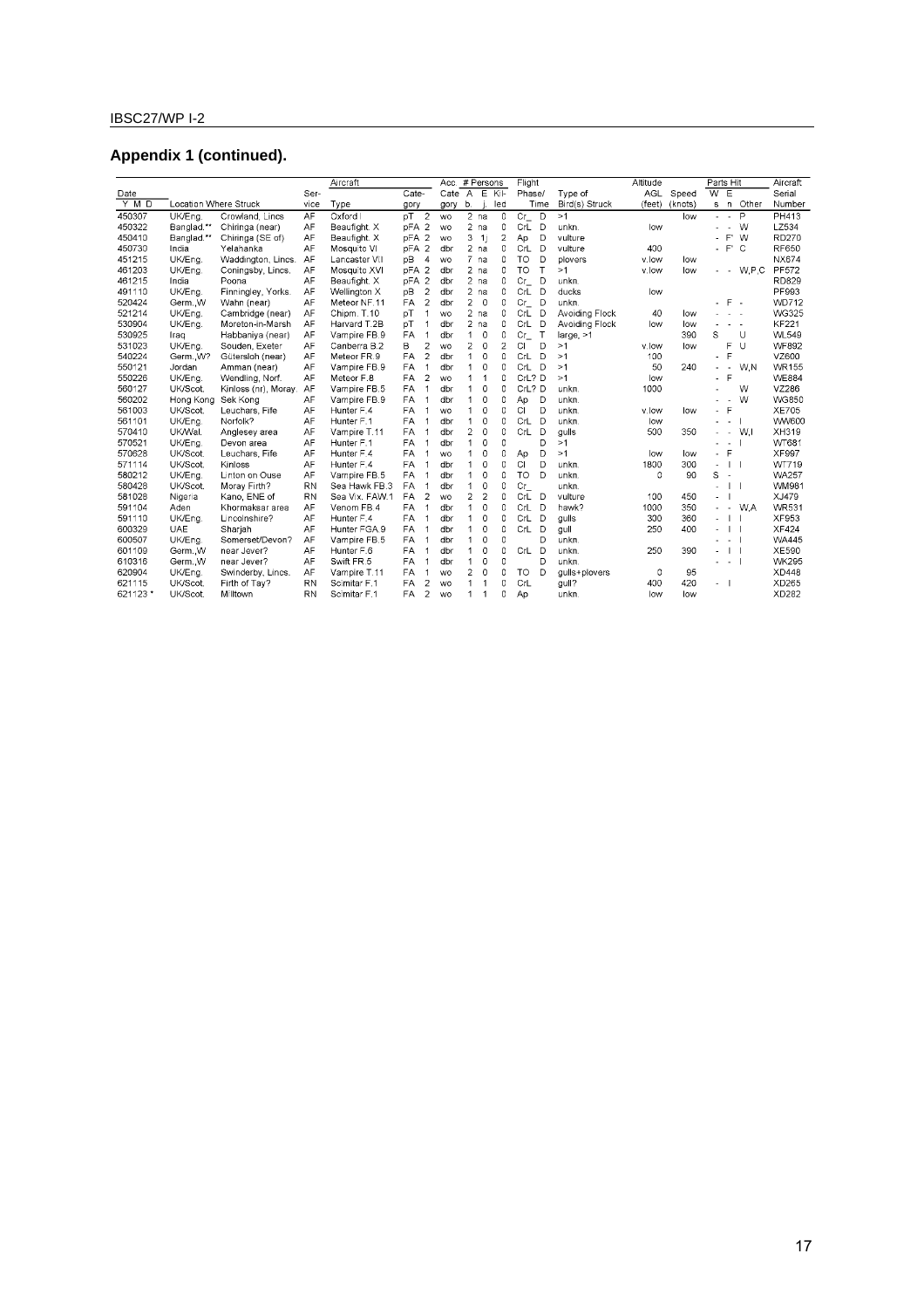## Appendix 1 (continued).

| Date Y M D | Location Where Struck | | Ser-vice | Aircraft Type | Cate-gory | | Acc Cate gory | # Persons A b. | E j. | Kil-led | Flight Phase/ | Time | Type of Bird(s) Struck | Altitude AGL (feet) | Speed (knots) | Parts Hit W s | E n | Other | Aircraft Serial Number |
|---|---|---|---|---|---|---|---|---|---|---|---|---|---|---|---|---|---|---|---|
| 450307 | UK/Eng. | Crowland, Lincs | AF | Oxford I | pT | 2 | wo | 2 | na | 0 | Cr_ | D | >1 | | low | - | - | P | PH413 |
| 450322 | Banglad.** | Chiringa (near) | AF | Beaufight. X | pFA | 2 | wo | 2 | na | 0 | CrL | D | unkn. | low | | - | - | W | LZ534 |
| 450410 | Banglad.** | Chiringa (SE of) | AF | Beaufight. X | pFA | 2 | wo | 3 | 1j | 2 | Ap | D | vulture | | | - | F' | W | RD270 |
| 450730 | India | Yelahanka | AF | Mosquito VI | pFA | 2 | dbr | 2 | na | 0 | CrL | D | vulture | 400 | | - | F' | C | RF650 |
| 451215 | UK/Eng. | Waddington, Lincs. | AF | Lancaster VII | pB | 4 | wo | 7 | na | 0 | TO | D | plovers | v.low | low | | | | NX674 |
| 461203 | UK/Eng. | Coningsby, Lincs. | AF | Mosquito XVI | pFA | 2 | dbr | 2 | na | 0 | TO | T | >1 | v.low | low | - | - | W,P,C | PF572 |
| 461215 | India | Poona | AF | Beaufight. X | pFA | 2 | dbr | 2 | na | 0 | Cr_ | D | unkn. | | | | | | RD829 |
| 491110 | UK/Eng. | Finningley, Yorks. | AF | Wellington X | pB | 2 | dbr | 2 | na | 0 | CrL | D | ducks | low | | | | | PF993 |
| 520424 | Germ.,W | Wahn (near) | AF | Meteor NF.11 | FA | 2 | dbr | 2 | 0 | 0 | Cr_ | D | unkn. | | | - | F | - | WD712 |
| 521214 | UK/Eng. | Cambridge (near) | AF | Chipm. T.10 | pT | 1 | wo | 2 | na | 0 | CrL | D | Avoiding Flock | 40 | low | - | - | - | WG325 |
| 530904 | UK/Eng. | Moreton-in-Marsh | AF | Harvard T.2B | pT | 1 | dbr | 2 | na | 0 | CrL | D | Avoiding Flock | low | low | - | - | - | KF221 |
| 530925 | Iraq | Habbaniya (near) | AF | Vampire FB.9 | FA | 1 | dbr | 1 | 0 | 0 | Cr_ | T | large, >1 | | 390 | S | | U | WL549 |
| 531023 | UK/Eng. | Souden, Exeter | AF | Canberra B.2 | B | 2 | wo | 2 | 0 | 2 | Cl | D | >1 | v.low | low | | F | U | WF892 |
| 540224 | Germ.,W? | Gütersloh (near) | AF | Meteor FR.9 | FA | 2 | dbr | 1 | 0 | 0 | CrL | D | >1 | 100 | | - | F | | VZ600 |
| 550121 | Jordan | Amman (near) | AF | Vampire FB.9 | FA | 1 | dbr | 1 | 0 | 0 | CrL | D | >1 | 50 | 240 | - | - | W,N | WR155 |
| 550226 | UK/Eng. | Wendling, Norf. | AF | Meteor F.8 | FA | 2 | wo | 1 | 1 | 0 | CrL? | D | >1 | low | | - | F | | WE884 |
| 560127 | UK/Scot. | Kinloss (nr), Moray | AF | Vampire FB.5 | FA | 1 | dbr | 1 | 0 | 0 | CrL? | D | unkn. | 1000 | | - | | W | VZ286 |
| 560202 | Hong Kong | Sek Kong | AF | Vampire FB.9 | FA | 1 | dbr | 1 | 0 | 0 | Ap | D | unkn. | | | - | - | W | WG850 |
| 561003 | UK/Scot. | Leuchars, Fife | AF | Hunter F.4 | FA | 1 | wo | 1 | 0 | 0 | Cl | D | unkn. | v.low | low | - | F | | XE705 |
| 561101 | UK/Eng. | Norfolk? | AF | Hunter F.1 | FA | 1 | dbr | 1 | 0 | 0 | CrL | D | unkn. | low | | - | - | I | WW600 |
| 570410 | UK/Wal. | Anglesey area | AF | Vampire T.11 | FA | 1 | dbr | 2 | 0 | 0 | CrL | D | gulls | 500 | 350 | - | - | W,I | XH319 |
| 570521 | UK/Eng. | Devon area | AF | Hunter F.1 | FA | 1 | dbr | 1 | 0 | 0 | | D | >1 | | | - | - | I | WT681 |
| 570628 | UK/Scot. | Leuchars, Fife | AF | Hunter F.4 | FA | 1 | wo | 1 | 0 | 0 | Ap | D | >1 | low | low | - | F | | XF997 |
| 571114 | UK/Scot. | Kinloss | AF | Hunter F.4 | FA | 1 | dbr | 1 | 0 | 0 | Cl | D | unkn. | 1800 | 300 | - | I | I | WT719 |
| 580212 | UK/Eng. | Linton on Ouse | AF | Vampire FB.5 | FA | 1 | dbr | 1 | 0 | 0 | TO | D | unkn. | 0 | 90 | S | - | | WA257 |
| 580428 | UK/Scot. | Moray Firth? | RN | Sea Hawk FB.3 | FA | 1 | dbr | 1 | 0 | 0 | Cr_ | | unkn. | | | - | I | I | WM981 |
| 581028 | Nigeria | Kano, ENE of | RN | Sea Vix. FAW.1 | FA | 2 | wo | 2 | 2 | 0 | CrL | D | vulture | 100 | 450 | - | I | | XJ479 |
| 591104 | Aden | Khormaksar area | AF | Venom FB.4 | FA | 1 | dbr | 1 | 0 | 0 | CrL | D | hawk? | 1000 | 350 | - | - | W,A | WR531 |
| 591110 | UK/Eng. | Lincolnshire? | AF | Hunter F.4 | FA | 1 | dbr | 1 | 0 | 0 | CrL | D | gulls | 300 | 360 | - | I | I | XF953 |
| 600329 | UAE | Sharjah | AF | Hunter FGA.9 | FA | 1 | dbr | 1 | 0 | 0 | CrL | D | gull | 250 | 400 | - | I | I | XF424 |
| 600507 | UK/Eng. | Somerset/Devon? | AF | Vampire FB.5 | FA | 1 | dbr | 1 | 0 | 0 | | D | unkn. | | | - | - | I | WA445 |
| 601109 | Germ.,W | near Jever? | AF | Hunter F.6 | FA | 1 | dbr | 1 | 0 | 0 | CrL | D | unkn. | 250 | 390 | - | I | I | XE590 |
| 610316 | Germ.,W | near Jever? | AF | Swift FR.5 | FA | 1 | dbr | 1 | 0 | 0 | | D | unkn. | | | - | - | I | WK295 |
| 620904 | UK/Eng. | Swinderby, Lincs. | AF | Vampire T.11 | FA | 1 | wo | 2 | 0 | 0 | TO | D | gulls+plovers | 0 | 95 | | | | XD448 |
| 621115 | UK/Scot. | Firth of Tay? | RN | Scimitar F.1 | FA | 2 | wo | 1 | 1 | 0 | CrL | | gull? | 400 | 420 | - | I | | XD265 |
| 621123 * | UK/Scot. | Milltown | RN | Scimitar F.1 | FA | 2 | wo | 1 | 1 | 0 | Ap | | unkn. | low | low | | | | XD282 |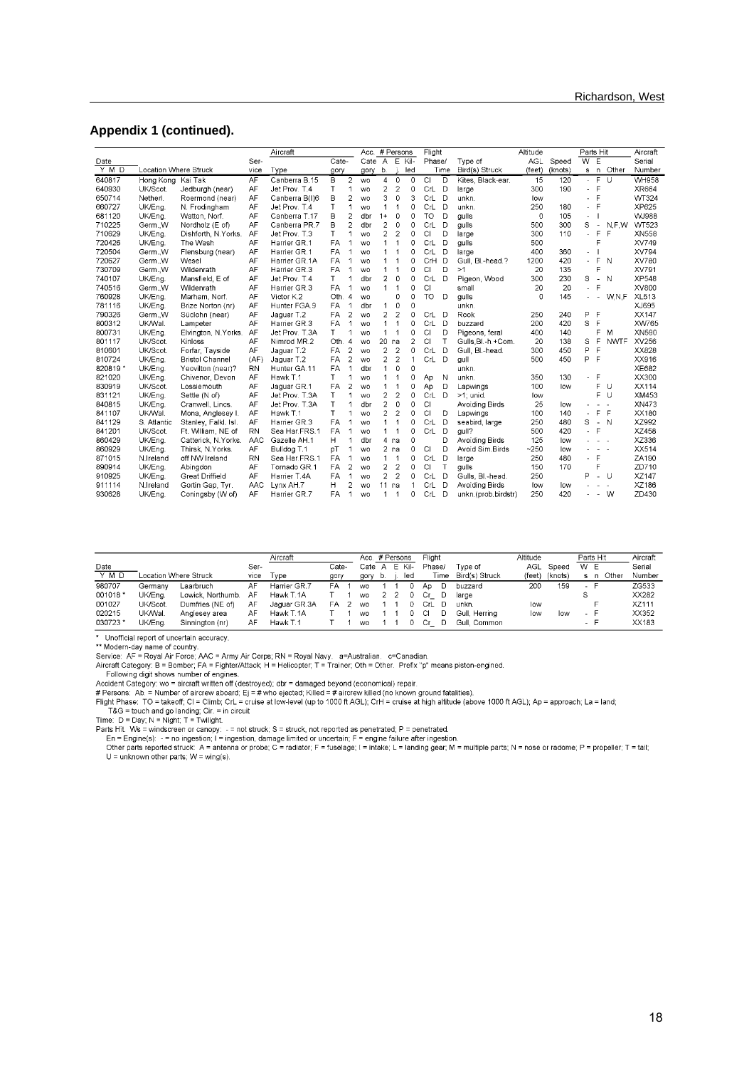## Appendix 1 (continued).

| Date Y M D | Location Where Struck | | Service | Aircraft Type | Category | | Acc. Category | # Persons Ab. | Ej. | Killed | Flight Phase | Time | Type of Bird(s) Struck | Altitude AGL (feet) | Speed (knots) | Parts Hit WS | En | Other | Aircraft Serial Number |
|---|---|---|---|---|---|---|---|---|---|---|---|---|---|---|---|---|---|---|---|
| 640817 | Hong Kong | Kai Tak | AF | Canberra B.15 | B | 2 | wo | 4 | 0 | 0 | Cl | D | Kites, Black-ear. | 15 | 120 | - | F | U | WH958 |
| 640930 | UK/Scot. | Jedburgh (near) | AF | Jet Prov. T.4 | T | 1 | wo | 2 | 2 | 0 | CrL | D | large | 300 | 190 | - | F | | XR664 |
| 650714 | Netherl. | Roermond (near) | AF | Canberra B(I)6 | B | 2 | wo | 3 | 0 | 3 | CrL | D | unkn. | low | | - | F | | WT324 |
| 660727 | UK/Eng. | N. Frodingham | AF | Jet Prov. T.4 | T | 1 | wo | 1 | 1 | 0 | CrL | D | unkn. | 250 | 180 | - | F | | XP625 |
| 681120 | UK/Eng. | Watton, Norf. | AF | Canberra T.17 | B | 2 | dbr | 1+ | 0 | 0 | TO | D | gulls | 0 | 105 | - | I | | WJ988 |
| 710225 | Germ.,W | Nordholz (E of) | AF | Canberra PR.7 | B | 2 | dbr | 2 | 0 | 0 | CrL | D | gulls | 500 | 300 | S | - | N,F,W | WT523 |
| 710629 | UK/Eng. | Dishforth, N.Yorks. | AF | Jet Prov. T.3 | T | 1 | wo | 2 | 2 | 0 | Cl | D | large | 300 | 110 | - | F | F | XN558 |
| 720426 | UK/Eng. | The Wash | AF | Harrier GR.1 | FA | 1 | wo | 1 | 1 | 0 | CrL | D | gulls | 500 | | | F | | XV749 |
| 720504 | Germ.,W | Flensburg (near) | AF | Harrier GR.1 | FA | 1 | wo | 1 | 1 | 0 | CrL | D | large | 400 | 360 | - | I | | XV794 |
| 720627 | Germ.,W | Wesel | AF | Harrier GR.1A | FA | 1 | wo | 1 | 1 | 0 | CrH | D | Gull, Bl.-head.? | 1200 | 420 | - | F | N | XV780 |
| 730709 | Germ.,W | Wildenrath | AF | Harrier GR.3 | FA | 1 | wo | 1 | 1 | 0 | Cl | D | >1 | 20 | 135 | | F | | XV791 |
| 740107 | UK/Eng. | Mansfield, E of | AF | Jet Prov. T.4 | T | 1 | dbr | 2 | 0 | 0 | CrL | D | Pigeon, Wood | 300 | 230 | S | - | N | XP548 |
| 740516 | Germ.,W | Wildenrath | AF | Harrier GR.3 | FA | 1 | wo | 1 | 1 | 0 | Cl | | small | 20 | 20 | - | F | | XV800 |
| 760928 | UK/Eng. | Marham, Norf. | AF | Victor K.2 | Oth. | 4 | wo | | 0 | 0 | TO | D | gulls | 0 | 145 | - | - | W,N,F | XL513 |
| 781116 | UK/Eng. | Brize Norton (nr) | AF | Hunter FGA.9 | FA | 1 | dbr | 1 | 0 | 0 | | | unkn. | | | | | | XJ695 |
| 790326 | Germ.,W | Südlohn (near) | AF | Jaguar T.2 | FA | 2 | wo | 2 | 2 | 0 | CrL | D | Rook | 250 | 240 | P | F | | XX147 |
| 800312 | UK/Wal. | Lampeter | AF | Harrier GR.3 | FA | 1 | wo | 1 | 1 | 0 | CrL | D | buzzard | 200 | 420 | S | F | | XW765 |
| 800731 | UK/Eng. | Elvington, N.Yorks. | AF | Jet Prov. T.3A | T | 1 | wo | 1 | 1 | 0 | Cl | D | Pigeons, feral | 400 | 140 | | F | M | XN590 |
| 801117 | UK/Scot. | Kinloss | AF | Nimrod MR.2 | Oth. | 4 | wo | 20 | na | 2 | Cl | T | Gulls,Bl.-h.+Com. | 20 | 138 | S | F | NWTF | XV256 |
| 810601 | UK/Scot. | Forfar, Tayside | AF | Jaguar T.2 | FA | 2 | wo | 2 | 2 | 0 | CrL | D | Gull, Bl.-head. | 300 | 450 | P | F | | XX828 |
| 810724 | UK/Eng. | Bristol Channel | (AF) | Jaguar T.2 | FA | 2 | wo | 2 | 2 | 1 | CrL | D | gull | 500 | 450 | P | F | | XX916 |
| 820819 * | UK/Eng. | Yeovilton (near)? | RN | Hunter GA.11 | FA | 1 | dbr | 1 | 0 | 0 | | | unkn. | | | | | | XE682 |
| 821020 | UK/Eng. | Chivenor, Devon | AF | Hawk T.1 | T | 1 | wo | 1 | 1 | 0 | Ap | N | unkn. | 350 | 130 | - | F | | XX300 |
| 830919 | UK/Scot. | Lossiemouth | AF | Jaguar GR.1 | FA | 2 | wo | 1 | 1 | 0 | Ap | D | Lapwings | 100 | low | | F | U | XX114 |
| 831121 | UK/Eng. | Settle (N of) | AF | Jet Prov. T.3A | T | 1 | wo | 2 | 2 | 0 | CrL | D | >1; unid. | low | | | F | U | XM453 |
| 840815 | UK/Eng. | Cranwell, Lincs. | AF | Jet Prov. T.3A | T | 1 | dbr | 2 | 0 | 0 | Cl | | Avoiding Birds | 25 | low | - | - | - | XN473 |
| 841107 | UK/Wal. | Mona, Anglesey I. | AF | Hawk T.1 | T | 1 | wo | 2 | 2 | 0 | Cl | D | Lapwings | 100 | 140 | - | F | F | XX180 |
| 841129 | S. Atlantic | Stanley, Falkl. Isl. | AF | Harrier GR.3 | FA | 1 | wo | 1 | 1 | 0 | CrL | D | seabird, large | 250 | 480 | S | - | N | XZ992 |
| 841201 | UK/Scot. | Ft. William, NE of | RN | Sea Har.FRS.1 | FA | 1 | wo | 1 | 1 | 0 | CrL | D | gull? | 500 | 420 | - | F | | XZ458 |
| 860429 | UK/Eng. | Catterick, N.Yorks. | AAC | Gazelle AH.1 | H | 1 | dbr | 4 | na | 0 | | D | Avoiding Birds | 125 | low | - | - | - | XZ336 |
| 860929 | UK/Eng. | Thirsk, N.Yorks. | AF | Bulldog T.1 | pT | 1 | wo | 2 | na | 0 | Cl | D | Avoid Sim.Birds | ~250 | low | - | - | - | XX514 |
| 871015 | N.Ireland | off NW Ireland | RN | Sea Har.FRS.1 | FA | 1 | wo | 1 | 1 | 0 | CrL | D | large | 250 | 480 | - | F | | ZA190 |
| 890914 | UK/Eng. | Abingdon | AF | Tornado GR.1 | FA | 2 | wo | 2 | 2 | 0 | Cl | T | gulls | 150 | 170 | | F | | ZD710 |
| 910925 | UK/Eng. | Great Driffield | AF | Harrier T.4A | FA | 1 | wo | 2 | 2 | 0 | CrL | D | Gulls, Bl.-head. | 250 | | P | - | U | XZ147 |
| 911114 | N.Ireland | Gortin Gap, Tyr. | AAC | Lynx AH.7 | H | 2 | wo | 11 | na | 1 | CrL | D | Avoiding Birds | low | low | - | - | - | XZ186 |
| 930628 | UK/Eng. | Coningsby (W of) | AF | Harrier GR.7 | FA | 1 | wo | 1 | 1 | 0 | CrL | D | unkn.(prob.birdstr) | 250 | 420 | - | - | W | ZD430 |

| Date Y M D | Location Where Struck | | Service | Aircraft Type | Category | | Acc. Category | # Persons Ab. | Ej. | Killed | Flight Phase | Time | Type of Bird(s) Struck | Altitude AGL (feet) | Speed (knots) | Parts Hit WS | En | Other | Aircraft Serial Number |
|---|---|---|---|---|---|---|---|---|---|---|---|---|---|---|---|---|---|---|---|
| 980707 | Germany | Laarbruch | AF | Harrier GR.7 | FA | 1 | wo | 1 | 1 | 0 | Ap | D | buzzard | 200 | 159 | - | F | | ZG533 |
| 001018 * | UK/Eng. | Lowick, Northumb. | AF | Hawk T.1A | T | 1 | wo | 2 | 2 | 0 | Cr_ | D | large | | | S | | | XX282 |
| 001027 | UK/Scot. | Dumfries (NE of) | AF | Jaguar GR.3A | FA | 2 | wo | 1 | 1 | 0 | CrL | D | unkn. | low | | | F | | XZ111 |
| 020215 | UK/Wal. | Anglesey area | AF | Hawk T.1A | T | 1 | wo | 1 | 1 | 0 | Cl | D | Gull, Herring | low | low | - | F | | XX352 |
| 030723 * | UK/Eng. | Sinnington (nr) | AF | Hawk T.1 | T | 1 | wo | 1 | 1 | 0 | Cr_ | D | Gull, Common | | | - | F | | XX183 |

\* Unofficial report of uncertain accuracy.
\*\* Modern-day name of country.
Service: AF = Royal Air Force; AAC = Army Air Corps; RN = Royal Navy. a=Australian. c=Canadian.
Aircraft Category: B = Bomber; FA = Fighter/Attack; H = Helicopter; T = Trainer; Oth = Other. Prefix "p" means piston-engined.
Following digit shows number of engines.
Accident Category: wo = aircraft written off (destroyed); dbr = damaged beyond (economical) repair.
\# Persons: Ab. = Number of aircrew aboard; Ej = # who ejected; Killed = # aircrew killed (no known ground fatalities).
Flight Phase: TO = takeoff; Cl = Climb; CrL = cruise at low-level (up to 1000 ft AGL); CrH = cruise at high altitude (above 1000 ft AGL); Ap = approach; La = land;
T&G = touch and go landing; Cir. = in circuit
Time: D = Day; N = Night; T = Twilight.
Parts Hit. Ws = windscreen or canopy: - = not struck; S = struck, not reported as penetrated; P = penetrated.
En = Engine(s): - = no ingestion; I = ingestion, damage limited or uncertain; F = engine failure after ingestion.
Other parts reported struck: A = antenna or probe; C = radiator; F = fuselage; I = intake; L = landing gear; M = multiple parts; N = nose or radome; P = propeller; T = tail;
U = unknown other parts; W = wing(s).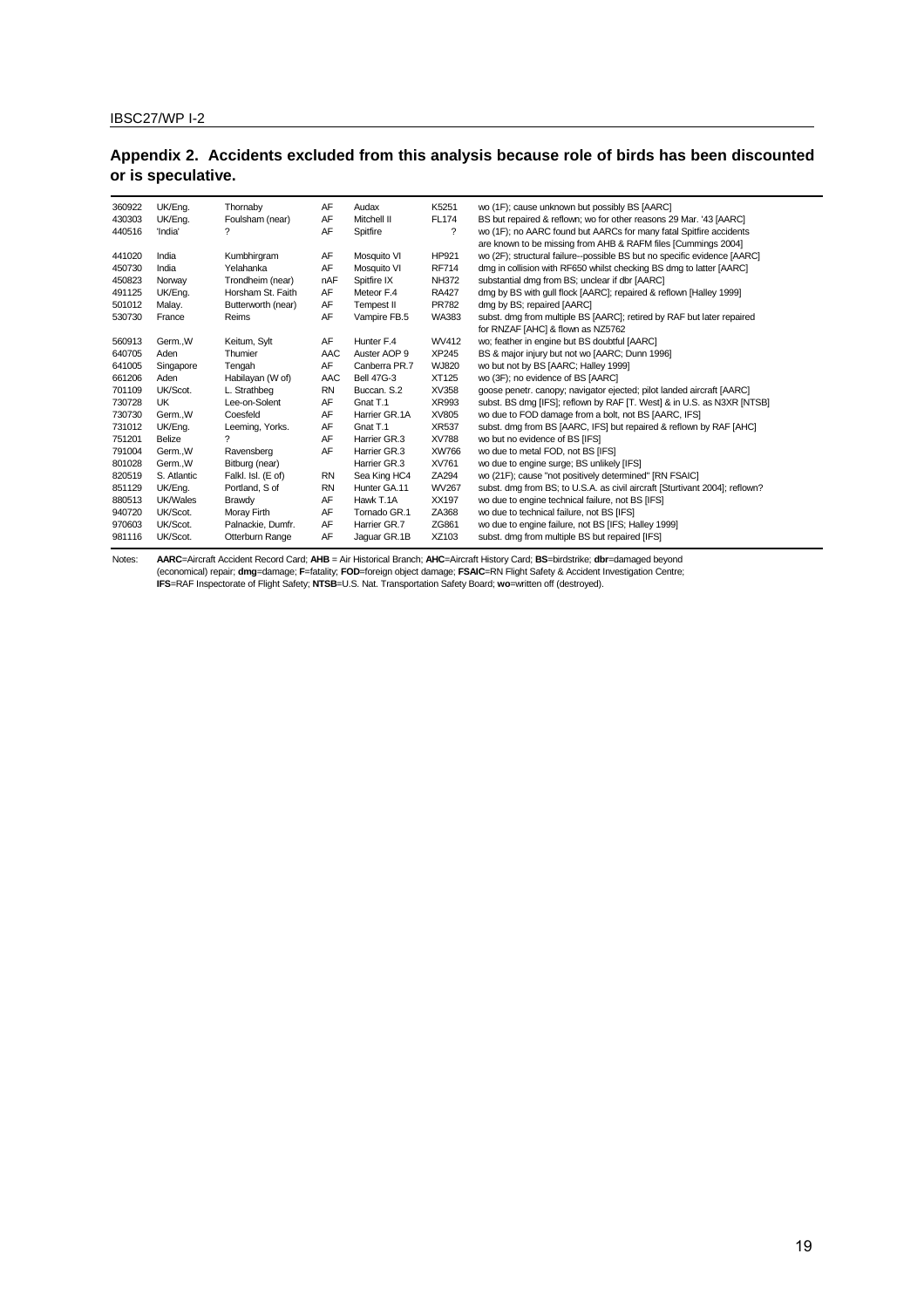## Appendix 2. Accidents excluded from this analysis because role of birds has been discounted or is speculative.

| | | | | | | |
|---|---|---|---|---|---|---|
| 360922 | UK/Eng. | Thornaby | AF | Audax | K5251 | wo (1F); cause unknown but possibly BS [AARC] |
| 430303 | UK/Eng. | Foulsham (near) | AF | Mitchell II | FL174 | BS but repaired & reflown; wo for other reasons 29 Mar. '43 [AARC] |
| 440516 | 'India' | ? | AF | Spitfire | ? | wo (1F); no AARC found but AARCs for many fatal Spitfire accidents are known to be missing from AHB & RAFM files [Cummings 2004] |
| 441020 | India | Kumbhirgram | AF | Mosquito VI | HP921 | wo (2F); structural failure--possible BS but no specific evidence [AARC] |
| 450730 | India | Yelahanka | AF | Mosquito VI | RF714 | dmg in collision with RF650 whilst checking BS dmg to latter [AARC] |
| 450823 | Norway | Trondheim (near) | nAF | Spitfire IX | NH372 | substantial dmg from BS; unclear if dbr [AARC] |
| 491125 | UK/Eng. | Horsham St. Faith | AF | Meteor F.4 | RA427 | dmg by BS with gull flock [AARC]; repaired & reflown [Halley 1999] |
| 501012 | Malay. | Butterworth (near) | AF | Tempest II | PR782 | dmg by BS; repaired [AARC] |
| 530730 | France | Reims | AF | Vampire FB.5 | WA383 | subst. dmg from multiple BS [AARC]; retired by RAF but later repaired for RNZAF [AHC] & flown as NZ5762 |
| 560913 | Germ.,W | Keitum, Sylt | AF | Hunter F.4 | WV412 | wo; feather in engine but BS doubtful [AARC] |
| 640705 | Aden | Thumier | AAC | Auster AOP 9 | XP245 | BS & major injury but not wo [AARC; Dunn 1996] |
| 641005 | Singapore | Tengah | AF | Canberra PR.7 | WJ820 | wo but not by BS [AARC; Halley 1999] |
| 661206 | Aden | Habilayan (W of) | AAC | Bell 47G-3 | XT125 | wo (3F); no evidence of BS [AARC] |
| 701109 | UK/Scot. | L. Strathbeg | RN | Buccan. S.2 | XV358 | goose penetr. canopy; navigator ejected; pilot landed aircraft [AARC] |
| 730728 | UK | Lee-on-Solent | AF | Gnat T.1 | XR993 | subst. BS dmg [IFS]; reflown by RAF [T. West] & in U.S. as N3XR [NTSB] |
| 730730 | Germ.,W | Coesfeld | AF | Harrier GR.1A | XV805 | wo due to FOD damage from a bolt, not BS [AARC, IFS] |
| 731012 | UK/Eng. | Leeming, Yorks. | AF | Gnat T.1 | XR537 | subst. dmg from BS [AARC, IFS] but repaired & reflown by RAF [AHC] |
| 751201 | Belize | ? | AF | Harrier GR.3 | XV788 | wo but no evidence of BS [IFS] |
| 791004 | Germ.,W | Ravensberg | AF | Harrier GR.3 | XW766 | wo due to metal FOD, not BS [IFS] |
| 801028 | Germ.,W | Bitburg (near) | | Harrier GR.3 | XV761 | wo due to engine surge; BS unlikely [IFS] |
| 820519 | S. Atlantic | Falkl. Isl. (E of) | RN | Sea King HC4 | ZA294 | wo (21F); cause "not positively determined" [RN FSAIC] |
| 851129 | UK/Eng. | Portland, S of | RN | Hunter GA.11 | WV267 | subst. dmg from BS; to U.S.A. as civil aircraft [Sturtivant 2004]; reflown? |
| 880513 | UK/Wales | Brawdy | AF | Hawk T.1A | XX197 | wo due to engine technical failure, not BS [IFS] |
| 940720 | UK/Scot. | Moray Firth | AF | Tornado GR.1 | ZA368 | wo due to technical failure, not BS [IFS] |
| 970603 | UK/Scot. | Palnackie, Dumfr. | AF | Harrier GR.7 | ZG861 | wo due to engine failure, not BS [IFS; Halley 1999] |
| 981116 | UK/Scot. | Otterburn Range | AF | Jaguar GR.1B | XZ103 | subst. dmg from multiple BS but repaired [IFS] |

Notes: **AARC**=Aircraft Accident Record Card; **AHB** = Air Historical Branch; **AHC**=Aircraft History Card; **BS**=birdstrike; **dbr**=damaged beyond (economical) repair; **dmg**=damage; **F**=fatality; **FOD**=foreign object damage; **FSAIC**=RN Flight Safety & Accident Investigation Centre; **IFS**=RAF Inspectorate of Flight Safety; **NTSB**=U.S. Nat. Transportation Safety Board; **wo**=written off (destroyed).